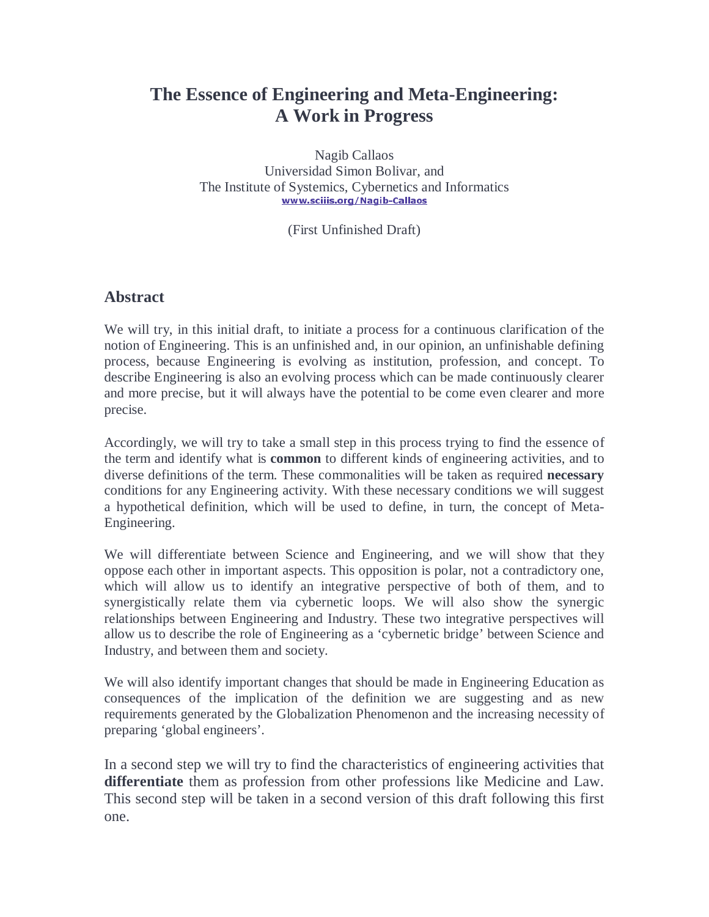# The Essence of Engineering and Meta-Engineering: A Work in Progress

Nagib Callaos
Universidad Simon Bolivar, and
The Institute of Systemics, Cybernetics and Informatics
www.sciiis.org/Nagib-Callaos

(First Unfinished Draft)

## Abstract

We will try, in this initial draft, to initiate a process for a continuous clarification of the notion of Engineering. This is an unfinished and, in our opinion, an unfinishable defining process, because Engineering is evolving as institution, profession, and concept. To describe Engineering is also an evolving process which can be made continuously clearer and more precise, but it will always have the potential to be come even clearer and more precise.

Accordingly, we will try to take a small step in this process trying to find the essence of the term and identify what is **common** to different kinds of engineering activities, and to diverse definitions of the term. These commonalities will be taken as required **necessary** conditions for any Engineering activity. With these necessary conditions we will suggest a hypothetical definition, which will be used to define, in turn, the concept of Meta-Engineering.

We will differentiate between Science and Engineering, and we will show that they oppose each other in important aspects. This opposition is polar, not a contradictory one, which will allow us to identify an integrative perspective of both of them, and to synergistically relate them via cybernetic loops. We will also show the synergic relationships between Engineering and Industry. These two integrative perspectives will allow us to describe the role of Engineering as a 'cybernetic bridge' between Science and Industry, and between them and society.

We will also identify important changes that should be made in Engineering Education as consequences of the implication of the definition we are suggesting and as new requirements generated by the Globalization Phenomenon and the increasing necessity of preparing 'global engineers'.

In a second step we will try to find the characteristics of engineering activities that **differentiate** them as profession from other professions like Medicine and Law. This second step will be taken in a second version of this draft following this first one.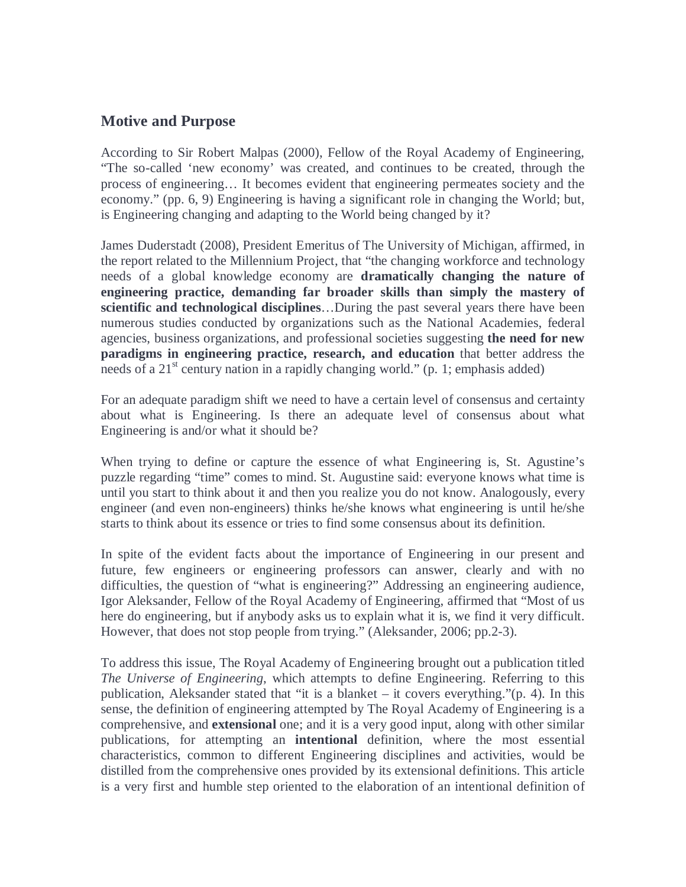## Motive and Purpose

According to Sir Robert Malpas (2000), Fellow of the Royal Academy of Engineering, "The so-called 'new economy' was created, and continues to be created, through the process of engineering… It becomes evident that engineering permeates society and the economy." (pp. 6, 9) Engineering is having a significant role in changing the World; but, is Engineering changing and adapting to the World being changed by it?

James Duderstadt (2008), President Emeritus of The University of Michigan, affirmed, in the report related to the Millennium Project, that "the changing workforce and technology needs of a global knowledge economy are **dramatically changing the nature of engineering practice, demanding far broader skills than simply the mastery of scientific and technological disciplines**…During the past several years there have been numerous studies conducted by organizations such as the National Academies, federal agencies, business organizations, and professional societies suggesting **the need for new paradigms in engineering practice, research, and education** that better address the needs of a 21st century nation in a rapidly changing world." (p. 1; emphasis added)

For an adequate paradigm shift we need to have a certain level of consensus and certainty about what is Engineering. Is there an adequate level of consensus about what Engineering is and/or what it should be?

When trying to define or capture the essence of what Engineering is, St. Agustine's puzzle regarding "time" comes to mind. St. Augustine said: everyone knows what time is until you start to think about it and then you realize you do not know. Analogously, every engineer (and even non-engineers) thinks he/she knows what engineering is until he/she starts to think about its essence or tries to find some consensus about its definition.

In spite of the evident facts about the importance of Engineering in our present and future, few engineers or engineering professors can answer, clearly and with no difficulties, the question of "what is engineering?" Addressing an engineering audience, Igor Aleksander, Fellow of the Royal Academy of Engineering, affirmed that "Most of us here do engineering, but if anybody asks us to explain what it is, we find it very difficult. However, that does not stop people from trying." (Aleksander, 2006; pp.2-3).

To address this issue, The Royal Academy of Engineering brought out a publication titled *The Universe of Engineering,* which attempts to define Engineering. Referring to this publication, Aleksander stated that "it is a blanket – it covers everything."(p. 4). In this sense, the definition of engineering attempted by The Royal Academy of Engineering is a comprehensive, and **extensional** one; and it is a very good input, along with other similar publications, for attempting an **intentional** definition, where the most essential characteristics, common to different Engineering disciplines and activities, would be distilled from the comprehensive ones provided by its extensional definitions. This article is a very first and humble step oriented to the elaboration of an intentional definition of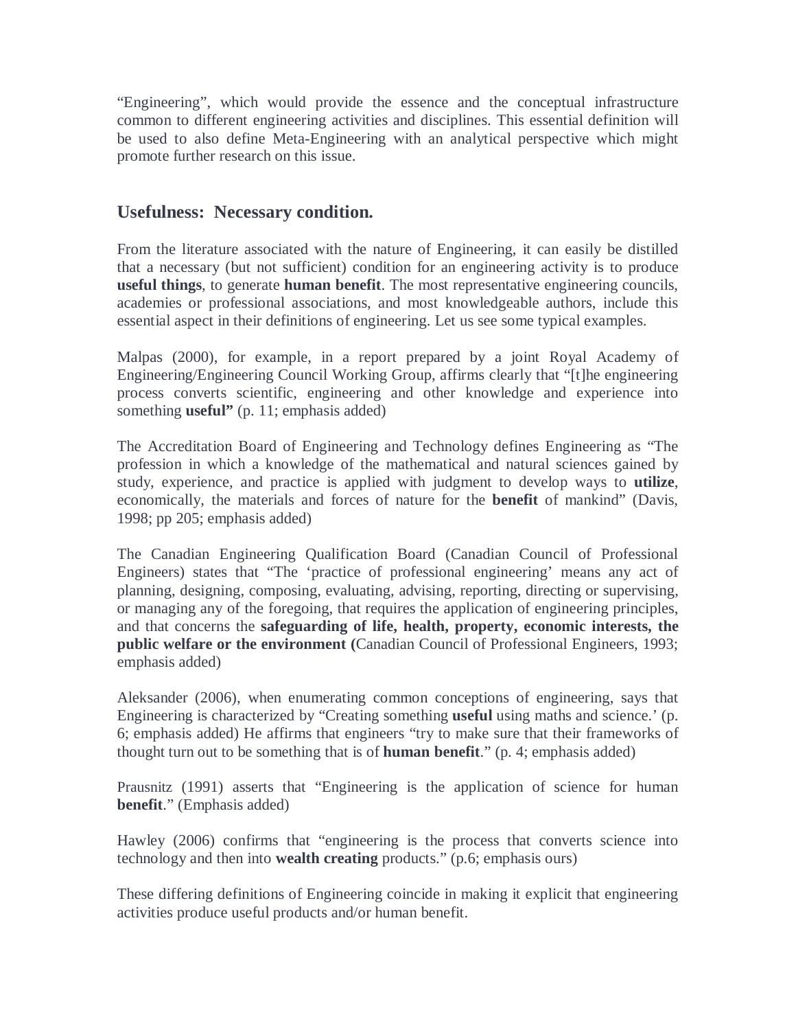"Engineering", which would provide the essence and the conceptual infrastructure common to different engineering activities and disciplines. This essential definition will be used to also define Meta-Engineering with an analytical perspective which might promote further research on this issue.

## Usefulness: Necessary condition.

From the literature associated with the nature of Engineering, it can easily be distilled that a necessary (but not sufficient) condition for an engineering activity is to produce **useful things**, to generate **human benefit**. The most representative engineering councils, academies or professional associations, and most knowledgeable authors, include this essential aspect in their definitions of engineering. Let us see some typical examples.

Malpas (2000), for example, in a report prepared by a joint Royal Academy of Engineering/Engineering Council Working Group, affirms clearly that "[t]he engineering process converts scientific, engineering and other knowledge and experience into something **useful"** (p. 11; emphasis added)

The Accreditation Board of Engineering and Technology defines Engineering as "The profession in which a knowledge of the mathematical and natural sciences gained by study, experience, and practice is applied with judgment to develop ways to **utilize**, economically, the materials and forces of nature for the **benefit** of mankind" (Davis, 1998; pp 205; emphasis added)

The Canadian Engineering Qualification Board (Canadian Council of Professional Engineers) states that "The 'practice of professional engineering' means any act of planning, designing, composing, evaluating, advising, reporting, directing or supervising, or managing any of the foregoing, that requires the application of engineering principles, and that concerns the **safeguarding of life, health, property, economic interests, the public welfare or the environment (**Canadian Council of Professional Engineers, 1993; emphasis added)

Aleksander (2006), when enumerating common conceptions of engineering, says that Engineering is characterized by "Creating something **useful** using maths and science.' (p. 6; emphasis added) He affirms that engineers "try to make sure that their frameworks of thought turn out to be something that is of **human benefit**." (p. 4; emphasis added)

Prausnitz (1991) asserts that "Engineering is the application of science for human **benefit**." (Emphasis added)

Hawley (2006) confirms that "engineering is the process that converts science into technology and then into **wealth creating** products." (p.6; emphasis ours)

These differing definitions of Engineering coincide in making it explicit that engineering activities produce useful products and/or human benefit.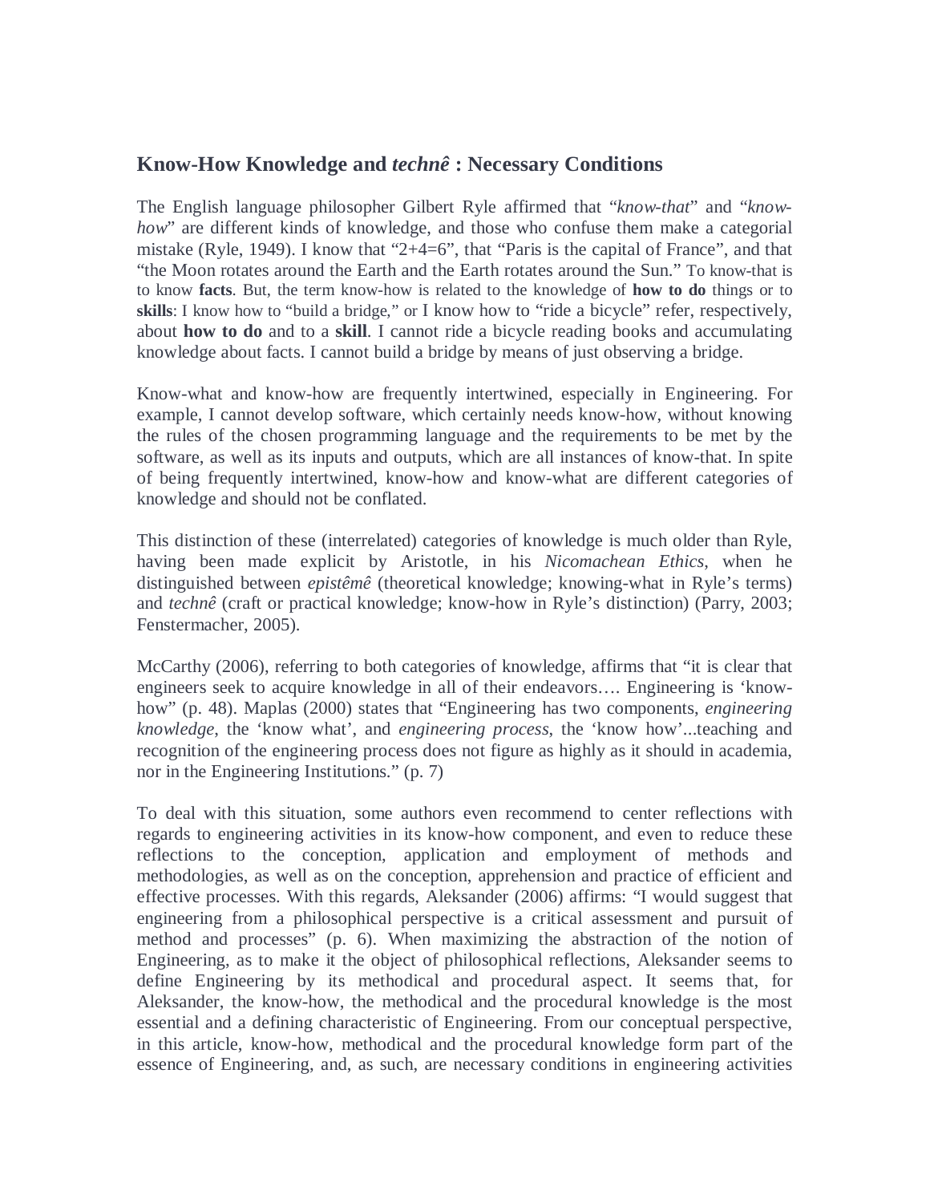## Know-How Knowledge and *technê* : Necessary Conditions

The English language philosopher Gilbert Ryle affirmed that "*know-that*" and "*know-how*" are different kinds of knowledge, and those who confuse them make a categorial mistake (Ryle, 1949). I know that "2+4=6", that "Paris is the capital of France", and that "the Moon rotates around the Earth and the Earth rotates around the Sun." To know-that is to know **facts**. But, the term know-how is related to the knowledge of **how to do** things or to **skills**: I know how to "build a bridge," or I know how to "ride a bicycle" refer, respectively, about **how to do** and to a **skill**. I cannot ride a bicycle reading books and accumulating knowledge about facts. I cannot build a bridge by means of just observing a bridge.

Know-what and know-how are frequently intertwined, especially in Engineering. For example, I cannot develop software, which certainly needs know-how, without knowing the rules of the chosen programming language and the requirements to be met by the software, as well as its inputs and outputs, which are all instances of know-that. In spite of being frequently intertwined, know-how and know-what are different categories of knowledge and should not be conflated.

This distinction of these (interrelated) categories of knowledge is much older than Ryle, having been made explicit by Aristotle, in his *Nicomachean Ethics*, when he distinguished between *epistêmê* (theoretical knowledge; knowing-what in Ryle's terms) and *technê* (craft or practical knowledge; know-how in Ryle's distinction) (Parry, 2003; Fenstermacher, 2005).

McCarthy (2006), referring to both categories of knowledge, affirms that "it is clear that engineers seek to acquire knowledge in all of their endeavors…. Engineering is 'know-how" (p. 48). Maplas (2000) states that "Engineering has two components, *engineering knowledge*, the 'know what', and *engineering process*, the 'know how'...teaching and recognition of the engineering process does not figure as highly as it should in academia, nor in the Engineering Institutions." (p. 7)

To deal with this situation, some authors even recommend to center reflections with regards to engineering activities in its know-how component, and even to reduce these reflections to the conception, application and employment of methods and methodologies, as well as on the conception, apprehension and practice of efficient and effective processes. With this regards, Aleksander (2006) affirms: "I would suggest that engineering from a philosophical perspective is a critical assessment and pursuit of method and processes" (p. 6). When maximizing the abstraction of the notion of Engineering, as to make it the object of philosophical reflections, Aleksander seems to define Engineering by its methodical and procedural aspect. It seems that, for Aleksander, the know-how, the methodical and the procedural knowledge is the most essential and a defining characteristic of Engineering. From our conceptual perspective, in this article, know-how, methodical and the procedural knowledge form part of the essence of Engineering, and, as such, are necessary conditions in engineering activities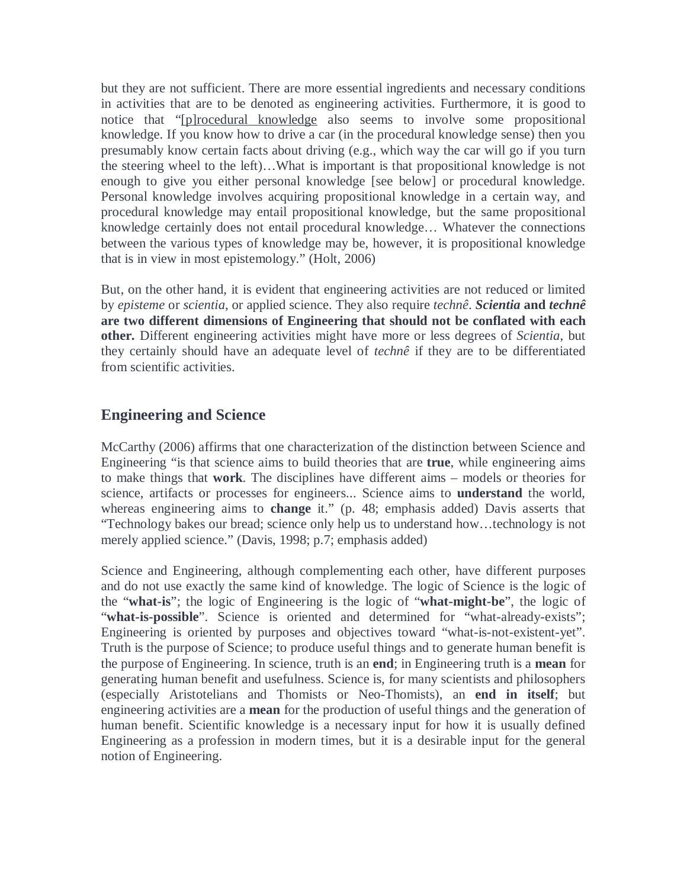but they are not sufficient. There are more essential ingredients and necessary conditions in activities that are to be denoted as engineering activities. Furthermore, it is good to notice that "[p]rocedural knowledge also seems to involve some propositional knowledge. If you know how to drive a car (in the procedural knowledge sense) then you presumably know certain facts about driving (e.g., which way the car will go if you turn the steering wheel to the left)…What is important is that propositional knowledge is not enough to give you either personal knowledge [see below] or procedural knowledge. Personal knowledge involves acquiring propositional knowledge in a certain way, and procedural knowledge may entail propositional knowledge, but the same propositional knowledge certainly does not entail procedural knowledge… Whatever the connections between the various types of knowledge may be, however, it is propositional knowledge that is in view in most epistemology." (Holt, 2006)

But, on the other hand, it is evident that engineering activities are not reduced or limited by *episteme* or *scientia*, or applied science. They also require *technê*. ***Scientia* and *technê* are two different dimensions of Engineering that should not be conflated with each other.** Different engineering activities might have more or less degrees of *Scientia*, but they certainly should have an adequate level of *technê* if they are to be differentiated from scientific activities.

## Engineering and Science

McCarthy (2006) affirms that one characterization of the distinction between Science and Engineering "is that science aims to build theories that are **true**, while engineering aims to make things that **work**. The disciplines have different aims – models or theories for science, artifacts or processes for engineers... Science aims to **understand** the world, whereas engineering aims to **change** it." (p. 48; emphasis added) Davis asserts that "Technology bakes our bread; science only help us to understand how…technology is not merely applied science." (Davis, 1998; p.7; emphasis added)

Science and Engineering, although complementing each other, have different purposes and do not use exactly the same kind of knowledge. The logic of Science is the logic of the "**what-is**"; the logic of Engineering is the logic of "**what-might-be**", the logic of "**what-is-possible**". Science is oriented and determined for "what-already-exists"; Engineering is oriented by purposes and objectives toward "what-is-not-existent-yet". Truth is the purpose of Science; to produce useful things and to generate human benefit is the purpose of Engineering. In science, truth is an **end**; in Engineering truth is a **mean** for generating human benefit and usefulness. Science is, for many scientists and philosophers (especially Aristotelians and Thomists or Neo-Thomists), an **end in itself**; but engineering activities are a **mean** for the production of useful things and the generation of human benefit. Scientific knowledge is a necessary input for how it is usually defined Engineering as a profession in modern times, but it is a desirable input for the general notion of Engineering.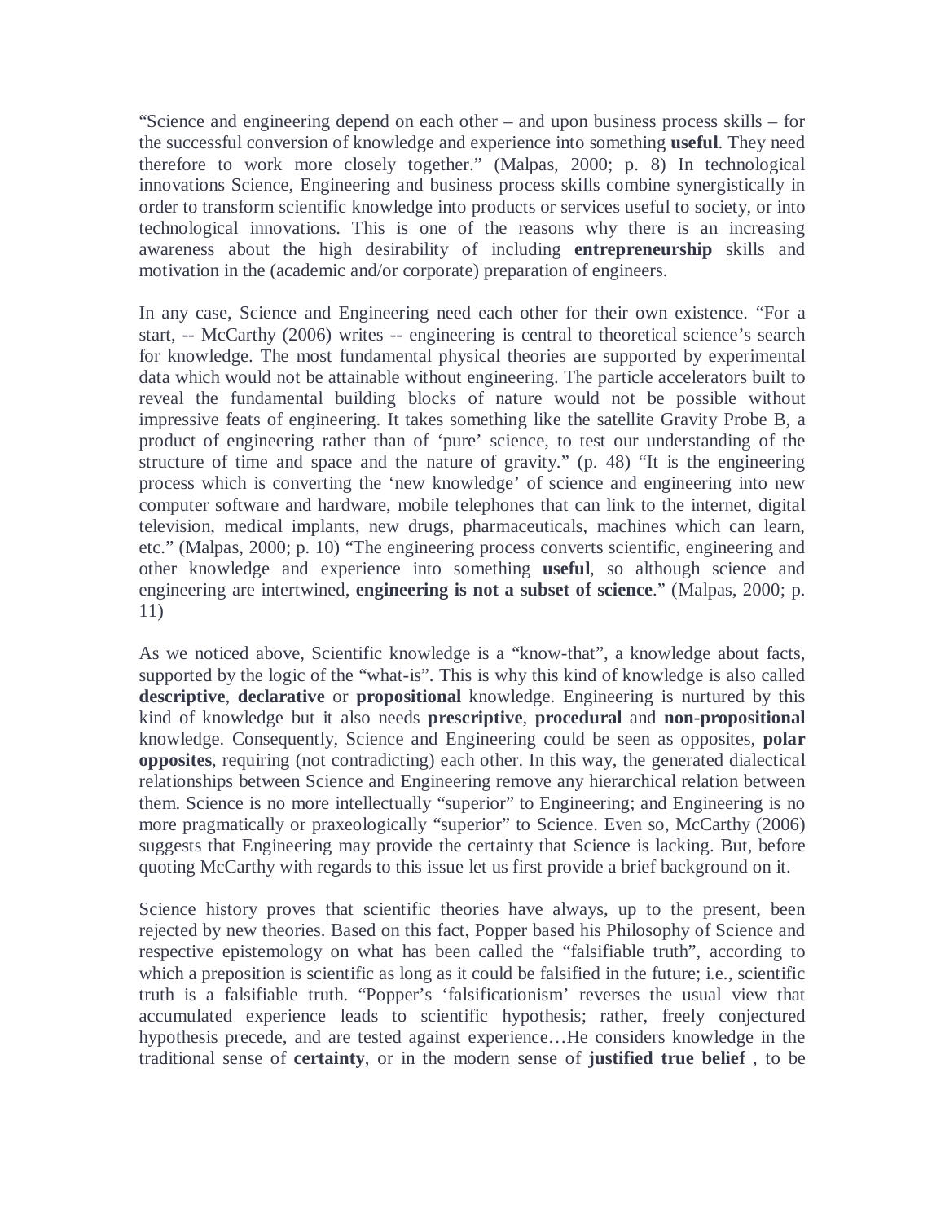"Science and engineering depend on each other – and upon business process skills – for the successful conversion of knowledge and experience into something **useful**. They need therefore to work more closely together." (Malpas, 2000; p. 8) In technological innovations Science, Engineering and business process skills combine synergistically in order to transform scientific knowledge into products or services useful to society, or into technological innovations. This is one of the reasons why there is an increasing awareness about the high desirability of including **entrepreneurship** skills and motivation in the (academic and/or corporate) preparation of engineers.

In any case, Science and Engineering need each other for their own existence. "For a start, -- McCarthy (2006) writes -- engineering is central to theoretical science's search for knowledge. The most fundamental physical theories are supported by experimental data which would not be attainable without engineering. The particle accelerators built to reveal the fundamental building blocks of nature would not be possible without impressive feats of engineering. It takes something like the satellite Gravity Probe B, a product of engineering rather than of 'pure' science, to test our understanding of the structure of time and space and the nature of gravity." (p. 48) "It is the engineering process which is converting the 'new knowledge' of science and engineering into new computer software and hardware, mobile telephones that can link to the internet, digital television, medical implants, new drugs, pharmaceuticals, machines which can learn, etc." (Malpas, 2000; p. 10) "The engineering process converts scientific, engineering and other knowledge and experience into something **useful**, so although science and engineering are intertwined, **engineering is not a subset of science**." (Malpas, 2000; p. 11)

As we noticed above, Scientific knowledge is a "know-that", a knowledge about facts, supported by the logic of the "what-is". This is why this kind of knowledge is also called **descriptive**, **declarative** or **propositional** knowledge. Engineering is nurtured by this kind of knowledge but it also needs **prescriptive**, **procedural** and **non-propositional** knowledge. Consequently, Science and Engineering could be seen as opposites, **polar opposites**, requiring (not contradicting) each other. In this way, the generated dialectical relationships between Science and Engineering remove any hierarchical relation between them. Science is no more intellectually "superior" to Engineering; and Engineering is no more pragmatically or praxeologically "superior" to Science. Even so, McCarthy (2006) suggests that Engineering may provide the certainty that Science is lacking. But, before quoting McCarthy with regards to this issue let us first provide a brief background on it.

Science history proves that scientific theories have always, up to the present, been rejected by new theories. Based on this fact, Popper based his Philosophy of Science and respective epistemology on what has been called the "falsifiable truth", according to which a preposition is scientific as long as it could be falsified in the future; i.e., scientific truth is a falsifiable truth. "Popper's 'falsificationism' reverses the usual view that accumulated experience leads to scientific hypothesis; rather, freely conjectured hypothesis precede, and are tested against experience…He considers knowledge in the traditional sense of **certainty**, or in the modern sense of **justified true belief** , to be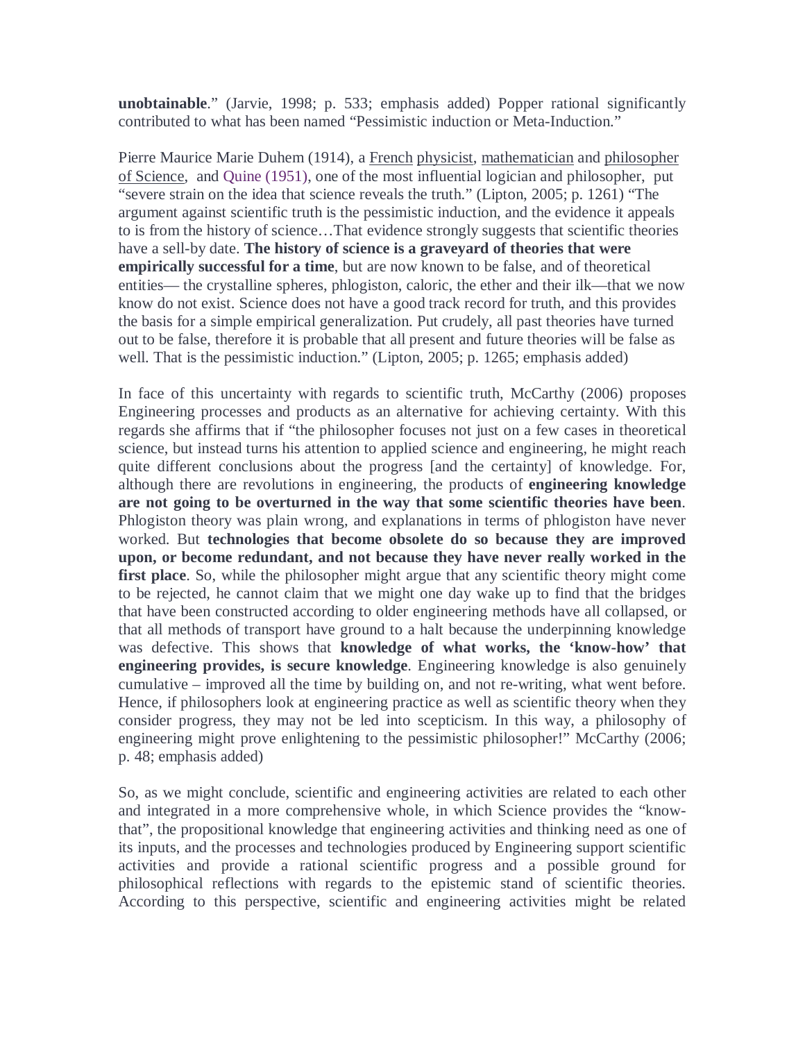**unobtainable**." (Jarvie, 1998; p. 533; emphasis added) Popper rational significantly contributed to what has been named "Pessimistic induction or Meta-Induction."

Pierre Maurice Marie Duhem (1914), a French physicist, mathematician and philosopher of Science, and Quine (1951), one of the most influential logician and philosopher, put "severe strain on the idea that science reveals the truth." (Lipton, 2005; p. 1261) "The argument against scientific truth is the pessimistic induction, and the evidence it appeals to is from the history of science…That evidence strongly suggests that scientific theories have a sell-by date. **The history of science is a graveyard of theories that were empirically successful for a time**, but are now known to be false, and of theoretical entities— the crystalline spheres, phlogiston, caloric, the ether and their ilk—that we now know do not exist. Science does not have a good track record for truth, and this provides the basis for a simple empirical generalization. Put crudely, all past theories have turned out to be false, therefore it is probable that all present and future theories will be false as well. That is the pessimistic induction." (Lipton, 2005; p. 1265; emphasis added)

In face of this uncertainty with regards to scientific truth, McCarthy (2006) proposes Engineering processes and products as an alternative for achieving certainty. With this regards she affirms that if "the philosopher focuses not just on a few cases in theoretical science, but instead turns his attention to applied science and engineering, he might reach quite different conclusions about the progress [and the certainty] of knowledge. For, although there are revolutions in engineering, the products of **engineering knowledge are not going to be overturned in the way that some scientific theories have been**. Phlogiston theory was plain wrong, and explanations in terms of phlogiston have never worked. But **technologies that become obsolete do so because they are improved upon, or become redundant, and not because they have never really worked in the first place**. So, while the philosopher might argue that any scientific theory might come to be rejected, he cannot claim that we might one day wake up to find that the bridges that have been constructed according to older engineering methods have all collapsed, or that all methods of transport have ground to a halt because the underpinning knowledge was defective. This shows that **knowledge of what works, the 'know-how' that engineering provides, is secure knowledge**. Engineering knowledge is also genuinely cumulative – improved all the time by building on, and not re-writing, what went before. Hence, if philosophers look at engineering practice as well as scientific theory when they consider progress, they may not be led into scepticism. In this way, a philosophy of engineering might prove enlightening to the pessimistic philosopher!" McCarthy (2006; p. 48; emphasis added)

So, as we might conclude, scientific and engineering activities are related to each other and integrated in a more comprehensive whole, in which Science provides the "know-that", the propositional knowledge that engineering activities and thinking need as one of its inputs, and the processes and technologies produced by Engineering support scientific activities and provide a rational scientific progress and a possible ground for philosophical reflections with regards to the epistemic stand of scientific theories. According to this perspective, scientific and engineering activities might be related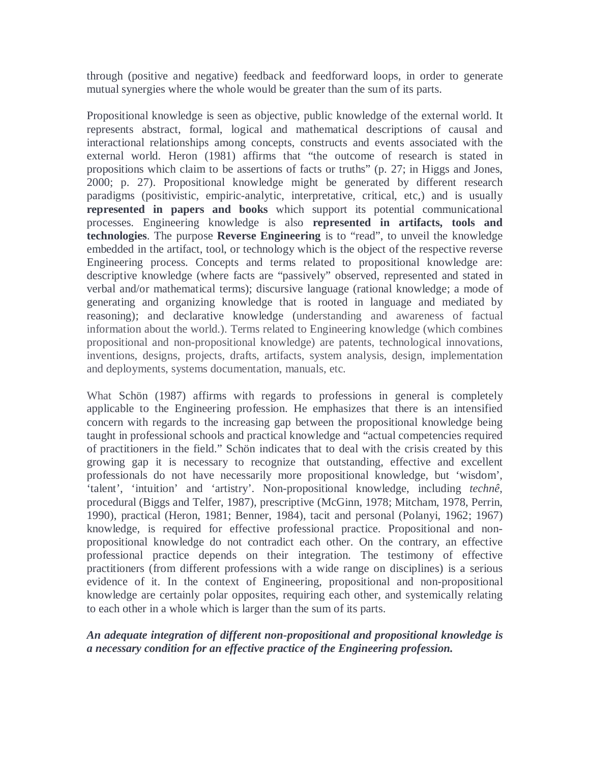through (positive and negative) feedback and feedforward loops, in order to generate mutual synergies where the whole would be greater than the sum of its parts.

Propositional knowledge is seen as objective, public knowledge of the external world. It represents abstract, formal, logical and mathematical descriptions of causal and interactional relationships among concepts, constructs and events associated with the external world. Heron (1981) affirms that "the outcome of research is stated in propositions which claim to be assertions of facts or truths" (p. 27; in Higgs and Jones, 2000; p. 27). Propositional knowledge might be generated by different research paradigms (positivistic, empiric-analytic, interpretative, critical, etc,) and is usually **represented in papers and books** which support its potential communicational processes. Engineering knowledge is also **represented in artifacts, tools and technologies**. The purpose **Reverse Engineering** is to "read", to unveil the knowledge embedded in the artifact, tool, or technology which is the object of the respective reverse Engineering process. Concepts and terms related to propositional knowledge are: descriptive knowledge (where facts are "passively" observed, represented and stated in verbal and/or mathematical terms); discursive language (rational knowledge; a mode of generating and organizing knowledge that is rooted in language and mediated by reasoning); and declarative knowledge (understanding and awareness of factual information about the world.). Terms related to Engineering knowledge (which combines propositional and non-propositional knowledge) are patents, technological innovations, inventions, designs, projects, drafts, artifacts, system analysis, design, implementation and deployments, systems documentation, manuals, etc.

What Schön (1987) affirms with regards to professions in general is completely applicable to the Engineering profession. He emphasizes that there is an intensified concern with regards to the increasing gap between the propositional knowledge being taught in professional schools and practical knowledge and "actual competencies required of practitioners in the field." Schön indicates that to deal with the crisis created by this growing gap it is necessary to recognize that outstanding, effective and excellent professionals do not have necessarily more propositional knowledge, but 'wisdom', 'talent', 'intuition' and 'artistry'. Non-propositional knowledge, including *technê*, procedural (Biggs and Telfer, 1987), prescriptive (McGinn, 1978; Mitcham, 1978, Perrin, 1990), practical (Heron, 1981; Benner, 1984), tacit and personal (Polanyi, 1962; 1967) knowledge, is required for effective professional practice. Propositional and non-propositional knowledge do not contradict each other. On the contrary, an effective professional practice depends on their integration. The testimony of effective practitioners (from different professions with a wide range on disciplines) is a serious evidence of it. In the context of Engineering, propositional and non-propositional knowledge are certainly polar opposites, requiring each other, and systemically relating to each other in a whole which is larger than the sum of its parts.

***An adequate integration of different non-propositional and propositional knowledge is a necessary condition for an effective practice of the Engineering profession.***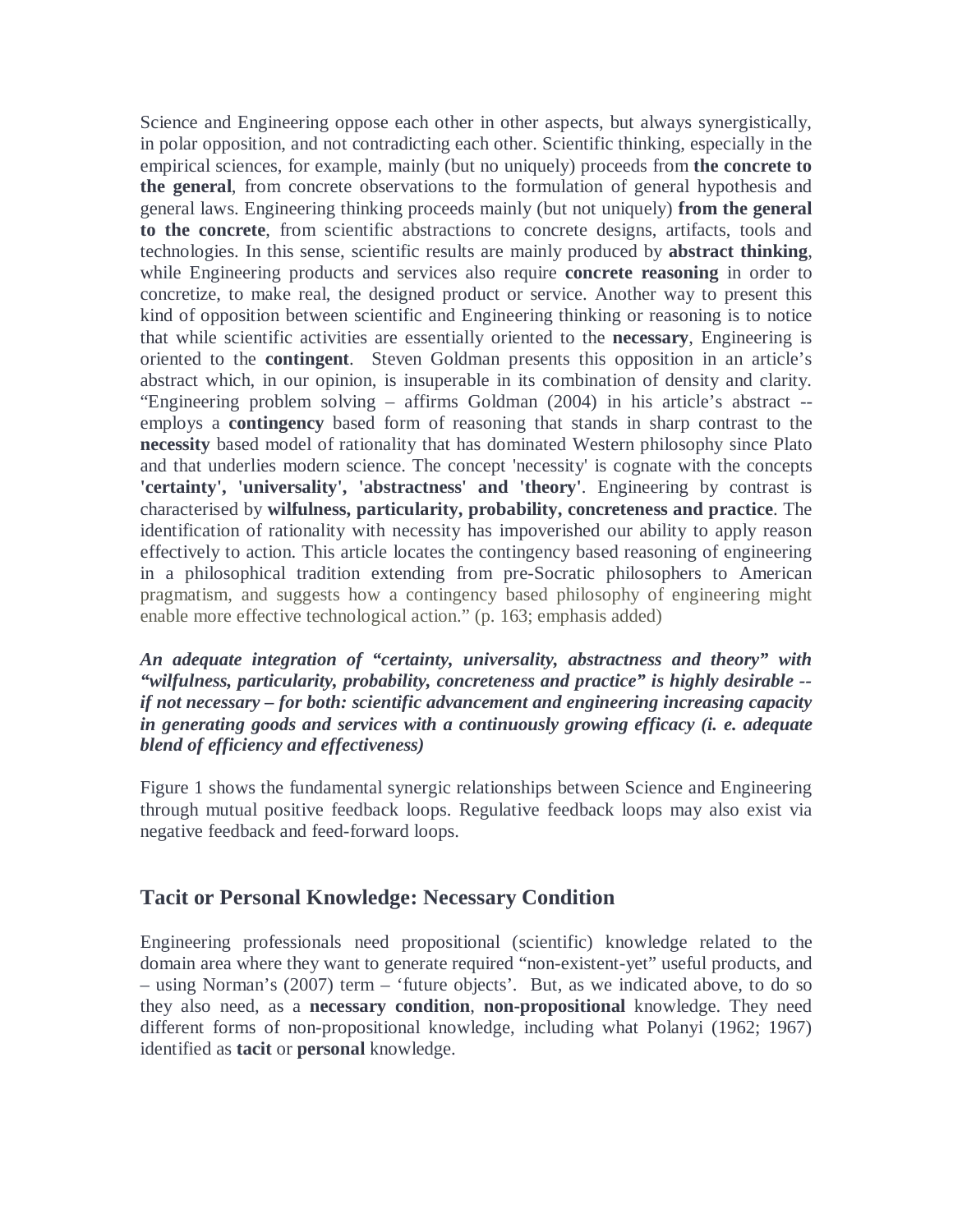Science and Engineering oppose each other in other aspects, but always synergistically, in polar opposition, and not contradicting each other. Scientific thinking, especially in the empirical sciences, for example, mainly (but no uniquely) proceeds from **the concrete to the general**, from concrete observations to the formulation of general hypothesis and general laws. Engineering thinking proceeds mainly (but not uniquely) **from the general to the concrete**, from scientific abstractions to concrete designs, artifacts, tools and technologies. In this sense, scientific results are mainly produced by **abstract thinking**, while Engineering products and services also require **concrete reasoning** in order to concretize, to make real, the designed product or service. Another way to present this kind of opposition between scientific and Engineering thinking or reasoning is to notice that while scientific activities are essentially oriented to the **necessary**, Engineering is oriented to the **contingent**. Steven Goldman presents this opposition in an article's abstract which, in our opinion, is insuperable in its combination of density and clarity. "Engineering problem solving – affirms Goldman (2004) in his article's abstract -- employs a **contingency** based form of reasoning that stands in sharp contrast to the **necessity** based model of rationality that has dominated Western philosophy since Plato and that underlies modern science. The concept 'necessity' is cognate with the concepts **'certainty', 'universality', 'abstractness' and 'theory'**. Engineering by contrast is characterised by **wilfulness, particularity, probability, concreteness and practice**. The identification of rationality with necessity has impoverished our ability to apply reason effectively to action. This article locates the contingency based reasoning of engineering in a philosophical tradition extending from pre-Socratic philosophers to American pragmatism, and suggests how a contingency based philosophy of engineering might enable more effective technological action." (p. 163; emphasis added)

***An adequate integration of "certainty, universality, abstractness and theory" with "wilfulness, particularity, probability, concreteness and practice" is highly desirable -- if not necessary – for both: scientific advancement and engineering increasing capacity in generating goods and services with a continuously growing efficacy (i. e. adequate blend of efficiency and effectiveness)***

Figure 1 shows the fundamental synergic relationships between Science and Engineering through mutual positive feedback loops. Regulative feedback loops may also exist via negative feedback and feed-forward loops.

## Tacit or Personal Knowledge: Necessary Condition

Engineering professionals need propositional (scientific) knowledge related to the domain area where they want to generate required "non-existent-yet" useful products, and – using Norman's (2007) term – 'future objects'. But, as we indicated above, to do so they also need, as a **necessary condition**, **non-propositional** knowledge. They need different forms of non-propositional knowledge, including what Polanyi (1962; 1967) identified as **tacit** or **personal** knowledge.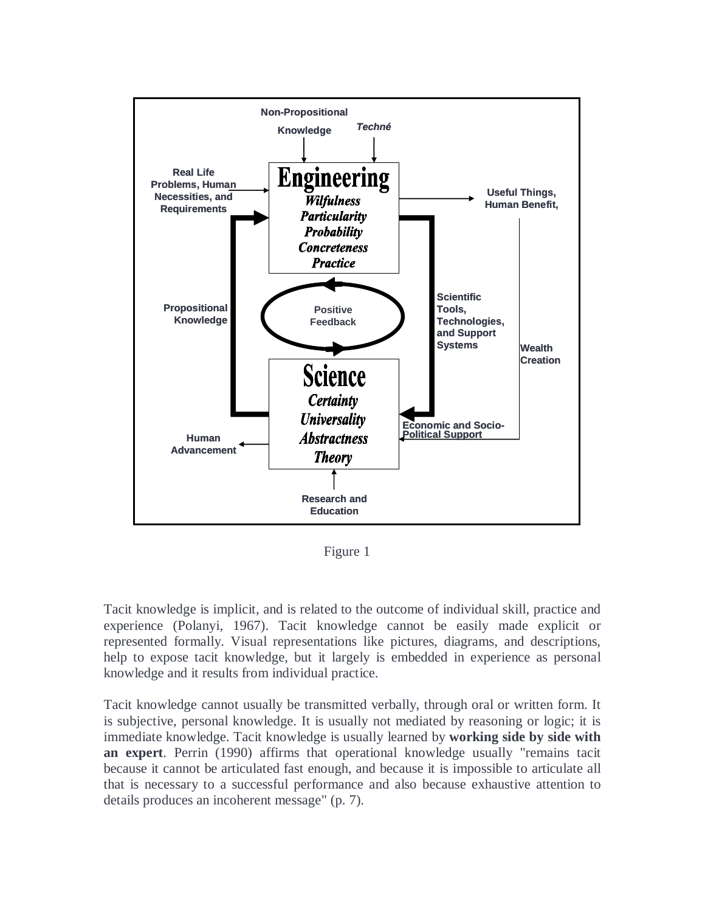Figure 1

Tacit knowledge is implicit, and is related to the outcome of individual skill, practice and experience (Polanyi, 1967). Tacit knowledge cannot be easily made explicit or represented formally. Visual representations like pictures, diagrams, and descriptions, help to expose tacit knowledge, but it largely is embedded in experience as personal knowledge and it results from individual practice.

Tacit knowledge cannot usually be transmitted verbally, through oral or written form. It is subjective, personal knowledge. It is usually not mediated by reasoning or logic; it is immediate knowledge. Tacit knowledge is usually learned by **working side by side with an expert**. Perrin (1990) affirms that operational knowledge usually "remains tacit because it cannot be articulated fast enough, and because it is impossible to articulate all that is necessary to a successful performance and also because exhaustive attention to details produces an incoherent message" (p. 7).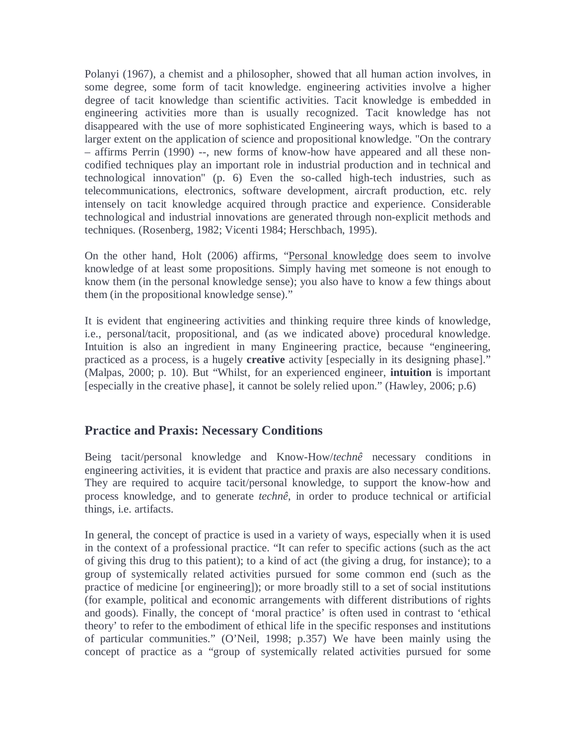Polanyi (1967), a chemist and a philosopher, showed that all human action involves, in some degree, some form of tacit knowledge. engineering activities involve a higher degree of tacit knowledge than scientific activities. Tacit knowledge is embedded in engineering activities more than is usually recognized. Tacit knowledge has not disappeared with the use of more sophisticated Engineering ways, which is based to a larger extent on the application of science and propositional knowledge. "On the contrary – affirms Perrin (1990) --, new forms of know-how have appeared and all these non-codified techniques play an important role in industrial production and in technical and technological innovation" (p. 6) Even the so-called high-tech industries, such as telecommunications, electronics, software development, aircraft production, etc. rely intensely on tacit knowledge acquired through practice and experience. Considerable technological and industrial innovations are generated through non-explicit methods and techniques. (Rosenberg, 1982; Vicenti 1984; Herschbach, 1995).

On the other hand, Holt (2006) affirms, "Personal knowledge does seem to involve knowledge of at least some propositions. Simply having met someone is not enough to know them (in the personal knowledge sense); you also have to know a few things about them (in the propositional knowledge sense)."

It is evident that engineering activities and thinking require three kinds of knowledge, i.e., personal/tacit, propositional, and (as we indicated above) procedural knowledge. Intuition is also an ingredient in many Engineering practice, because "engineering, practiced as a process, is a hugely **creative** activity [especially in its designing phase]." (Malpas, 2000; p. 10). But "Whilst, for an experienced engineer, **intuition** is important [especially in the creative phase], it cannot be solely relied upon." (Hawley, 2006; p.6)

## Practice and Praxis: Necessary Conditions

Being tacit/personal knowledge and Know-How/*technê* necessary conditions in engineering activities, it is evident that practice and praxis are also necessary conditions. They are required to acquire tacit/personal knowledge, to support the know-how and process knowledge, and to generate *technê*, in order to produce technical or artificial things, i.e. artifacts.

In general, the concept of practice is used in a variety of ways, especially when it is used in the context of a professional practice. "It can refer to specific actions (such as the act of giving this drug to this patient); to a kind of act (the giving a drug, for instance); to a group of systemically related activities pursued for some common end (such as the practice of medicine [or engineering]); or more broadly still to a set of social institutions (for example, political and economic arrangements with different distributions of rights and goods). Finally, the concept of 'moral practice' is often used in contrast to 'ethical theory' to refer to the embodiment of ethical life in the specific responses and institutions of particular communities." (O'Neil, 1998; p.357) We have been mainly using the concept of practice as a "group of systemically related activities pursued for some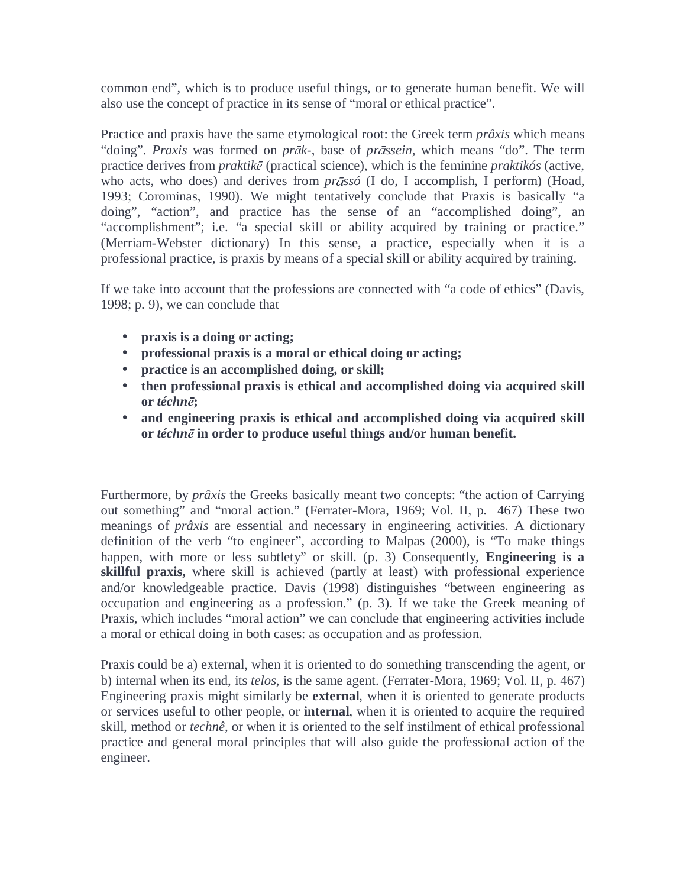common end", which is to produce useful things, or to generate human benefit. We will also use the concept of practice in its sense of "moral or ethical practice".

Practice and praxis have the same etymological root: the Greek term *prâxis* which means "doing". *Praxis* was formed on *prāk-*, base of *prāssein,* which means "do". The term practice derives from *praktikē* (practical science), which is the feminine *praktikós* (active, who acts, who does) and derives from *prāssó* (I do, I accomplish, I perform) (Hoad, 1993; Corominas, 1990). We might tentatively conclude that Praxis is basically "a doing", "action", and practice has the sense of an "accomplished doing", an "accomplishment"; i.e. "a special skill or ability acquired by training or practice." (Merriam-Webster dictionary) In this sense, a practice, especially when it is a professional practice, is praxis by means of a special skill or ability acquired by training.

If we take into account that the professions are connected with "a code of ethics" (Davis, 1998; p. 9), we can conclude that

- **praxis is a doing or acting;**
- **professional praxis is a moral or ethical doing or acting;**
- **practice is an accomplished doing, or skill;**
- **then professional praxis is ethical and accomplished doing via acquired skill or *téchnē*;**
- **and engineering praxis is ethical and accomplished doing via acquired skill or *téchnē* in order to produce useful things and/or human benefit.**

Furthermore, by *prâxis* the Greeks basically meant two concepts: "the action of Carrying out something" and "moral action." (Ferrater-Mora, 1969; Vol. II, p. 467) These two meanings of *prâxis* are essential and necessary in engineering activities. A dictionary definition of the verb "to engineer", according to Malpas (2000), is "To make things happen, with more or less subtlety" or skill. (p. 3) Consequently, **Engineering is a skillful praxis,** where skill is achieved (partly at least) with professional experience and/or knowledgeable practice. Davis (1998) distinguishes "between engineering as occupation and engineering as a profession." (p. 3). If we take the Greek meaning of Praxis, which includes "moral action" we can conclude that engineering activities include a moral or ethical doing in both cases: as occupation and as profession.

Praxis could be a) external, when it is oriented to do something transcending the agent, or b) internal when its end, its *telos*, is the same agent. (Ferrater-Mora, 1969; Vol. II, p. 467) Engineering praxis might similarly be **external**, when it is oriented to generate products or services useful to other people, or **internal**, when it is oriented to acquire the required skill, method or *technê*, or when it is oriented to the self instilment of ethical professional practice and general moral principles that will also guide the professional action of the engineer.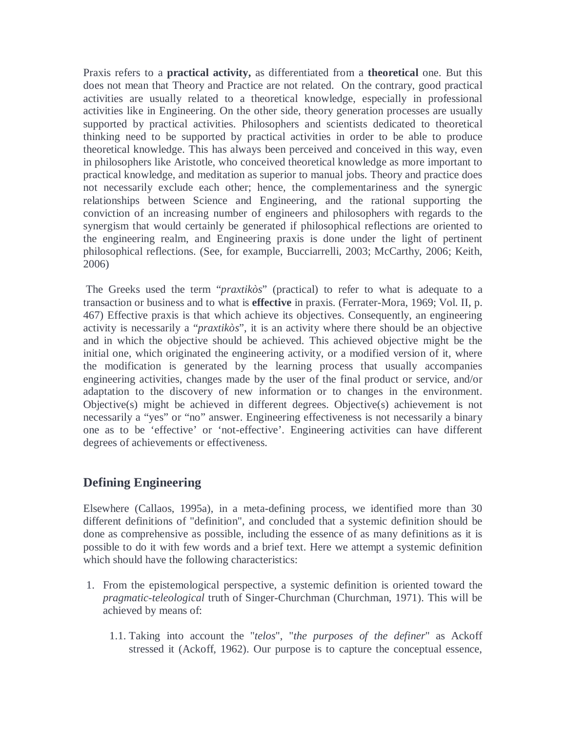Praxis refers to a **practical activity,** as differentiated from a **theoretical** one. But this does not mean that Theory and Practice are not related. On the contrary, good practical activities are usually related to a theoretical knowledge, especially in professional activities like in Engineering. On the other side, theory generation processes are usually supported by practical activities. Philosophers and scientists dedicated to theoretical thinking need to be supported by practical activities in order to be able to produce theoretical knowledge. This has always been perceived and conceived in this way, even in philosophers like Aristotle, who conceived theoretical knowledge as more important to practical knowledge, and meditation as superior to manual jobs. Theory and practice does not necessarily exclude each other; hence, the complementariness and the synergic relationships between Science and Engineering, and the rational supporting the conviction of an increasing number of engineers and philosophers with regards to the synergism that would certainly be generated if philosophical reflections are oriented to the engineering realm, and Engineering praxis is done under the light of pertinent philosophical reflections. (See, for example, Bucciarrelli, 2003; McCarthy, 2006; Keith, 2006)

The Greeks used the term "*praxtikòs*" (practical) to refer to what is adequate to a transaction or business and to what is **effective** in praxis. (Ferrater-Mora, 1969; Vol. II, p. 467) Effective praxis is that which achieve its objectives. Consequently, an engineering activity is necessarily a "*praxtikòs*", it is an activity where there should be an objective and in which the objective should be achieved. This achieved objective might be the initial one, which originated the engineering activity, or a modified version of it, where the modification is generated by the learning process that usually accompanies engineering activities, changes made by the user of the final product or service, and/or adaptation to the discovery of new information or to changes in the environment. Objective(s) might be achieved in different degrees. Objective(s) achievement is not necessarily a "yes" or "no" answer. Engineering effectiveness is not necessarily a binary one as to be 'effective' or 'not-effective'. Engineering activities can have different degrees of achievements or effectiveness.

## Defining Engineering

Elsewhere (Callaos, 1995a), in a meta-defining process, we identified more than 30 different definitions of "definition", and concluded that a systemic definition should be done as comprehensive as possible, including the essence of as many definitions as it is possible to do it with few words and a brief text. Here we attempt a systemic definition which should have the following characteristics:

1. From the epistemological perspective, a systemic definition is oriented toward the *pragmatic-teleological* truth of Singer-Churchman (Churchman, 1971). This will be achieved by means of:

    1.1. Taking into account the "*telos*", "*the purposes of the definer*" as Ackoff stressed it (Ackoff, 1962). Our purpose is to capture the conceptual essence,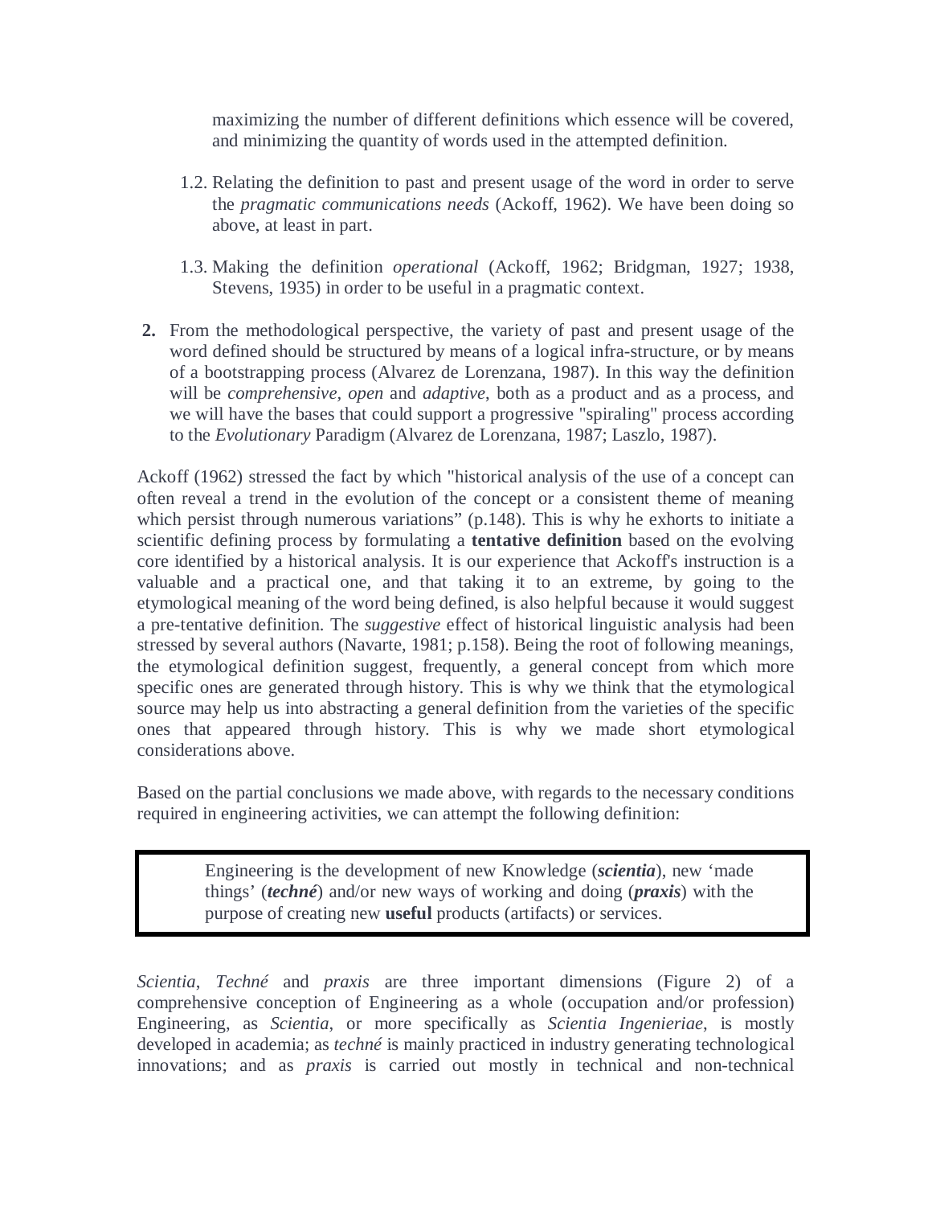maximizing the number of different definitions which essence will be covered, and minimizing the quantity of words used in the attempted definition.

1.2. Relating the definition to past and present usage of the word in order to serve the *pragmatic communications needs* (Ackoff, 1962). We have been doing so above, at least in part.

1.3. Making the definition *operational* (Ackoff, 1962; Bridgman, 1927; 1938, Stevens, 1935) in order to be useful in a pragmatic context.

**2.** From the methodological perspective, the variety of past and present usage of the word defined should be structured by means of a logical infra-structure, or by means of a bootstrapping process (Alvarez de Lorenzana, 1987). In this way the definition will be *comprehensive, open* and *adaptive*, both as a product and as a process, and we will have the bases that could support a progressive "spiraling" process according to the *Evolutionary* Paradigm (Alvarez de Lorenzana, 1987; Laszlo, 1987).

Ackoff (1962) stressed the fact by which "historical analysis of the use of a concept can often reveal a trend in the evolution of the concept or a consistent theme of meaning which persist through numerous variations" (p.148). This is why he exhorts to initiate a scientific defining process by formulating a **tentative definition** based on the evolving core identified by a historical analysis. It is our experience that Ackoff's instruction is a valuable and a practical one, and that taking it to an extreme, by going to the etymological meaning of the word being defined, is also helpful because it would suggest a pre-tentative definition. The *suggestive* effect of historical linguistic analysis had been stressed by several authors (Navarte, 1981; p.158). Being the root of following meanings, the etymological definition suggest, frequently, a general concept from which more specific ones are generated through history. This is why we think that the etymological source may help us into abstracting a general definition from the varieties of the specific ones that appeared through history. This is why we made short etymological considerations above.

Based on the partial conclusions we made above, with regards to the necessary conditions required in engineering activities, we can attempt the following definition:

> Engineering is the development of new Knowledge (***scientia***), new 'made things' (***techné***) and/or new ways of working and doing (***praxis***) with the purpose of creating new **useful** products (artifacts) or services.

*Scientia*, *Techné* and *praxis* are three important dimensions (Figure 2) of a comprehensive conception of Engineering as a whole (occupation and/or profession) Engineering, as *Scientia*, or more specifically as *Scientia Ingenieriae*, is mostly developed in academia; as *techné* is mainly practiced in industry generating technological innovations; and as *praxis* is carried out mostly in technical and non-technical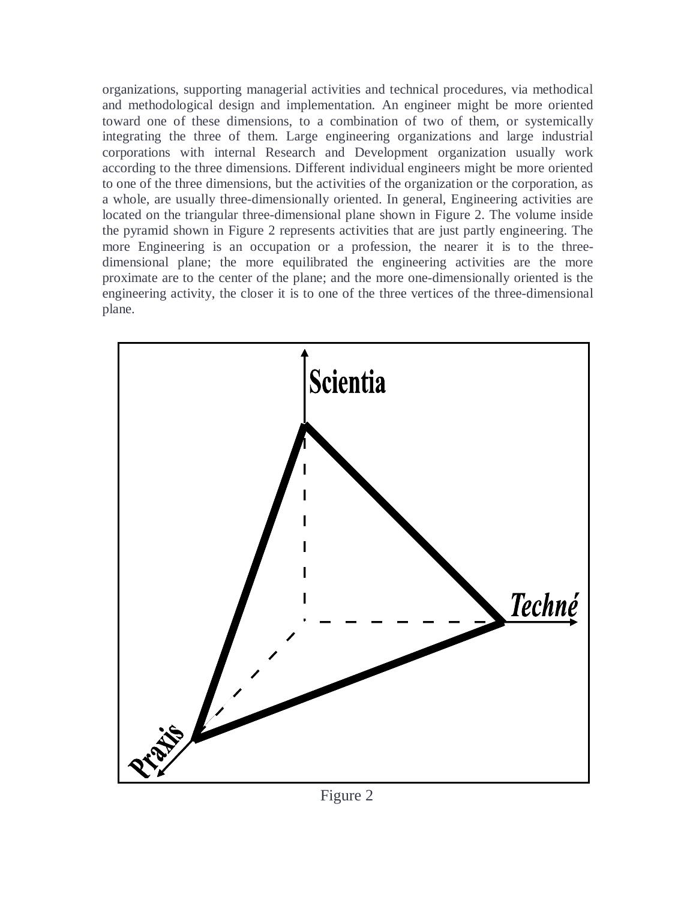organizations, supporting managerial activities and technical procedures, via methodical and methodological design and implementation. An engineer might be more oriented toward one of these dimensions, to a combination of two of them, or systemically integrating the three of them. Large engineering organizations and large industrial corporations with internal Research and Development organization usually work according to the three dimensions. Different individual engineers might be more oriented to one of the three dimensions, but the activities of the organization or the corporation, as a whole, are usually three-dimensionally oriented. In general, Engineering activities are located on the triangular three-dimensional plane shown in Figure 2. The volume inside the pyramid shown in Figure 2 represents activities that are just partly engineering. The more Engineering is an occupation or a profession, the nearer it is to the three-dimensional plane; the more equilibrated the engineering activities are the more proximate are to the center of the plane; and the more one-dimensionally oriented is the engineering activity, the closer it is to one of the three vertices of the three-dimensional plane.

Scientia

Techné

Praxis

Figure 2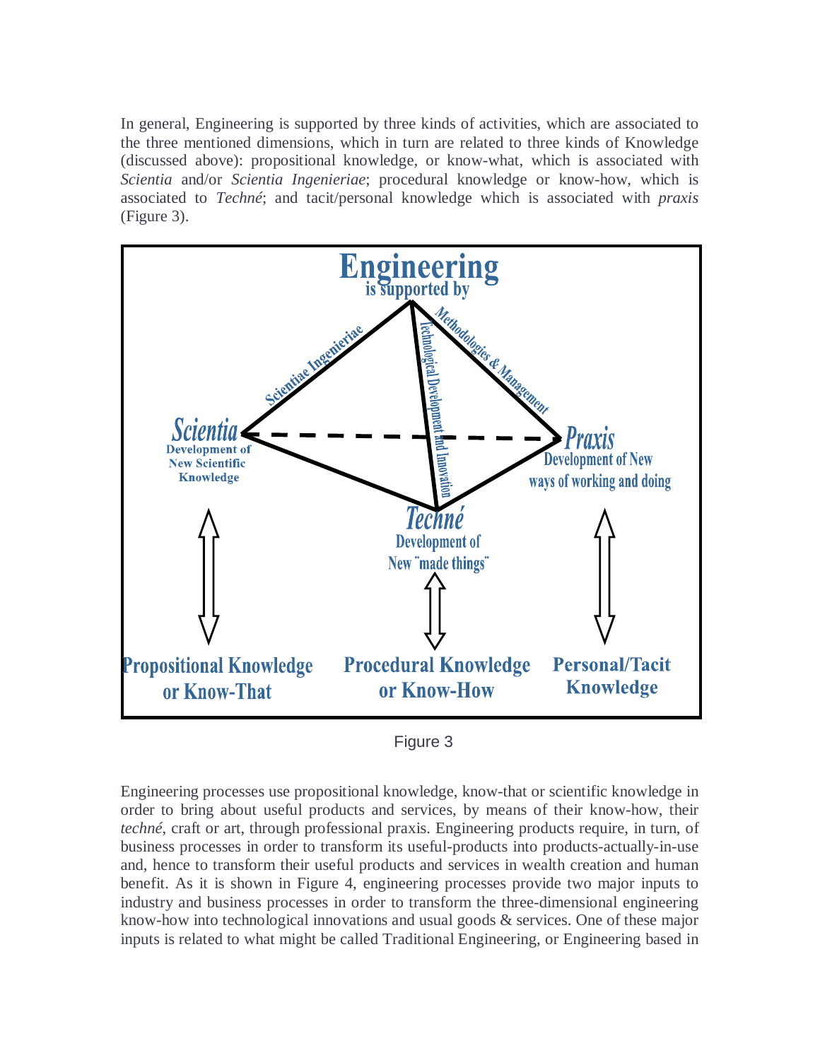In general, Engineering is supported by three kinds of activities, which are associated to the three mentioned dimensions, which in turn are related to three kinds of Knowledge (discussed above): propositional knowledge, or know-what, which is associated with *Scientia* and/or *Scientia Ingenieriae*; procedural knowledge or know-how, which is associated to *Techné*; and tacit/personal knowledge which is associated with *praxis* (Figure 3).

Figure 3

Engineering processes use propositional knowledge, know-that or scientific knowledge in order to bring about useful products and services, by means of their know-how, their *techné*, craft or art, through professional praxis. Engineering products require, in turn, of business processes in order to transform its useful-products into products-actually-in-use and, hence to transform their useful products and services in wealth creation and human benefit. As it is shown in Figure 4, engineering processes provide two major inputs to industry and business processes in order to transform the three-dimensional engineering know-how into technological innovations and usual goods & services. One of these major inputs is related to what might be called Traditional Engineering, or Engineering based in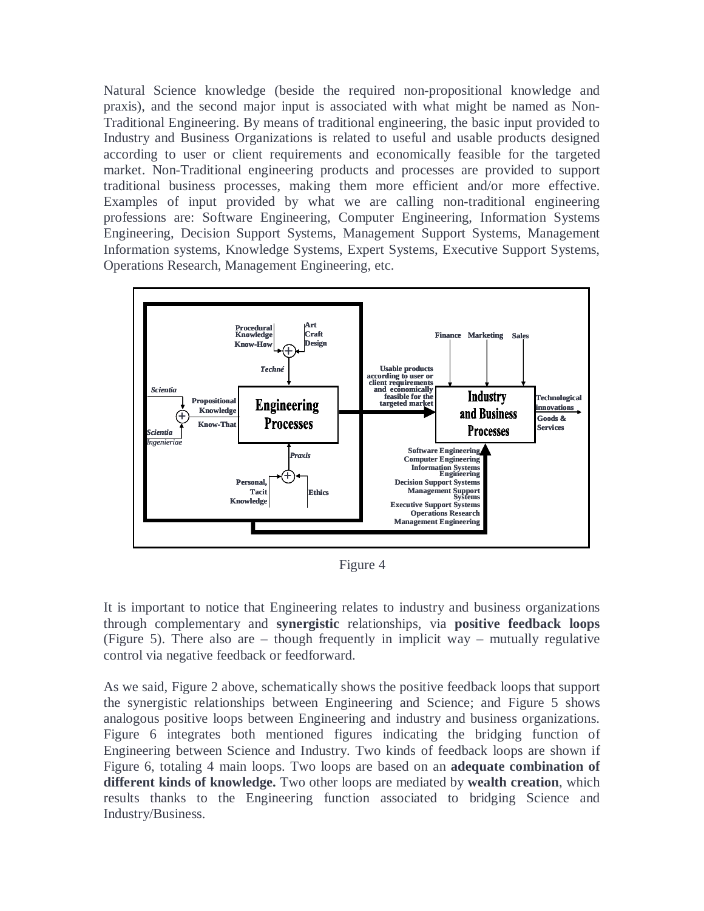Natural Science knowledge (beside the required non-propositional knowledge and praxis), and the second major input is associated with what might be named as Non-Traditional Engineering. By means of traditional engineering, the basic input provided to Industry and Business Organizations is related to useful and usable products designed according to user or client requirements and economically feasible for the targeted market. Non-Traditional engineering products and processes are provided to support traditional business processes, making them more efficient and/or more effective. Examples of input provided by what we are calling non-traditional engineering professions are: Software Engineering, Computer Engineering, Information Systems Engineering, Decision Support Systems, Management Support Systems, Management Information systems, Knowledge Systems, Expert Systems, Executive Support Systems, Operations Research, Management Engineering, etc.

Figure 4

It is important to notice that Engineering relates to industry and business organizations through complementary and **synergistic** relationships, via **positive feedback loops** (Figure 5). There also are – though frequently in implicit way – mutually regulative control via negative feedback or feedforward.

As we said, Figure 2 above, schematically shows the positive feedback loops that support the synergistic relationships between Engineering and Science; and Figure 5 shows analogous positive loops between Engineering and industry and business organizations. Figure 6 integrates both mentioned figures indicating the bridging function of Engineering between Science and Industry. Two kinds of feedback loops are shown if Figure 6, totaling 4 main loops. Two loops are based on an **adequate combination of different kinds of knowledge.** Two other loops are mediated by **wealth creation**, which results thanks to the Engineering function associated to bridging Science and Industry/Business.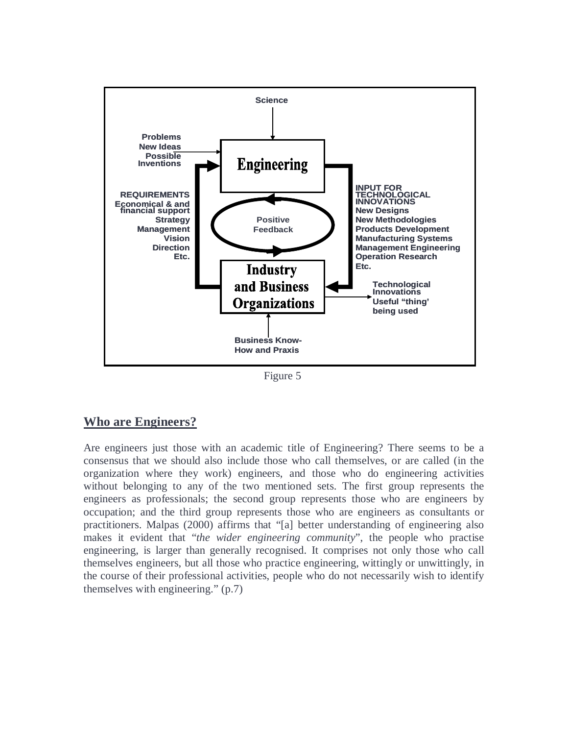Science

Problems
New Ideas
Possible
Inventions

**Engineering**

REQUIREMENTS
Economical & and financial support
Strategy
Management
Vision
Direction
Etc.

Positive
Feedback

INPUT FOR TECHNOLOGICAL INNOVATIONS
New Designs
New Methodologies
Products Development
Manufacturing Systems
Management Engineering
Operation Research
Etc.

**Industry and Business Organizations**

Technological Innovations
Useful "thing' being used

Business Know-How and Praxis

Figure 5

## Who are Engineers?

Are engineers just those with an academic title of Engineering? There seems to be a consensus that we should also include those who call themselves, or are called (in the organization where they work) engineers, and those who do engineering activities without belonging to any of the two mentioned sets. The first group represents the engineers as professionals; the second group represents those who are engineers by occupation; and the third group represents those who are engineers as consultants or practitioners. Malpas (2000) affirms that "[a] better understanding of engineering also makes it evident that "*the wider engineering community*", the people who practise engineering, is larger than generally recognised. It comprises not only those who call themselves engineers, but all those who practice engineering, wittingly or unwittingly, in the course of their professional activities, people who do not necessarily wish to identify themselves with engineering." (p.7)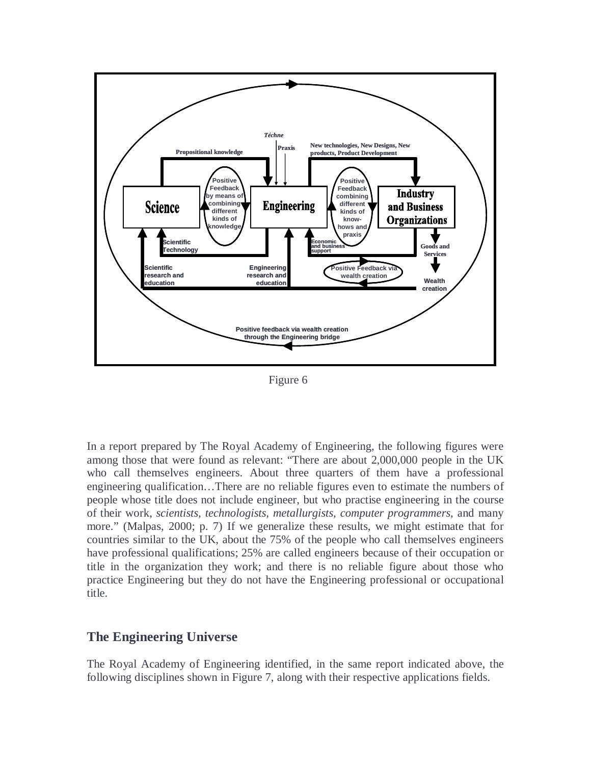Figure 6

In a report prepared by The Royal Academy of Engineering, the following figures were among those that were found as relevant: "There are about 2,000,000 people in the UK who call themselves engineers. About three quarters of them have a professional engineering qualification…There are no reliable figures even to estimate the numbers of people whose title does not include engineer, but who practise engineering in the course of their work, *scientists, technologists, metallurgists, computer programmers*, and many more." (Malpas, 2000; p. 7) If we generalize these results, we might estimate that for countries similar to the UK, about the 75% of the people who call themselves engineers have professional qualifications; 25% are called engineers because of their occupation or title in the organization they work; and there is no reliable figure about those who practice Engineering but they do not have the Engineering professional or occupational title.

## The Engineering Universe

The Royal Academy of Engineering identified, in the same report indicated above, the following disciplines shown in Figure 7, along with their respective applications fields.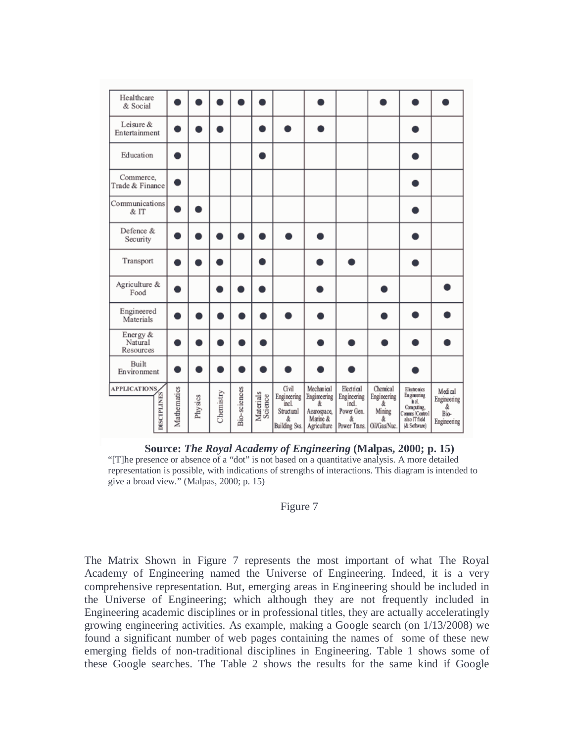| APPLICATIONS / DISCIPLINES | Mathematics | Physics | Chemistry | Bio-sciences | Materials Science | Civil Engineering incl. Structural & Building Svs. | Mechanical Engineering & Aerospace, Marine & Agriculture | Electrical Engineering incl. Power Gen. & Power Trans. | Chemical Engineering & Mining & Oil/Gas/Nuc. | Electronics Engineering incl. Computing, Comms /Control also IT field (& Software) | Medical Engineering & Bio-Engineering |
|---|---|---|---|---|---|---|---|---|---|---|---|
| Healthcare & Social | ● | ● | ● | ● | ● | | ● | | ● | ● | ● |
| Leisure & Entertainment | ● | ● | ● | | ● | ● | ● | | | ● | |
| Education | ● | | | | ● | | | | | ● | |
| Commerce, Trade & Finance | ● | | | | | | | | | ● | |
| Communications & IT | ● | ● | | | | | | | | ● | |
| Defence & Security | ● | ● | ● | ● | ● | ● | ● | | | ● | |
| Transport | ● | ● | ● | | ● | | ● | ● | | ● | |
| Agriculture & Food | ● | | ● | ● | ● | | ● | | ● | | ● |
| Engineered Materials | ● | ● | ● | ● | ● | ● | ● | | ● | ● | ● |
| Energy & Natural Resources | ● | ● | ● | ● | ● | | ● | ● | ● | ● | ● |
| Built Environment | ● | ● | ● | ● | ● | ● | ● | ● | | ● | |

**Source:** ***The Royal Academy of Engineering*** **(Malpas, 2000; p. 15)**

"[T]he presence or absence of a "dot" is not based on a quantitative analysis. A more detailed representation is possible, with indications of strengths of interactions. This diagram is intended to give a broad view." (Malpas, 2000; p. 15)

Figure 7

The Matrix Shown in Figure 7 represents the most important of what The Royal Academy of Engineering named the Universe of Engineering. Indeed, it is a very comprehensive representation. But, emerging areas in Engineering should be included in the Universe of Engineering; which although they are not frequently included in Engineering academic disciplines or in professional titles, they are actually acceleratingly growing engineering activities. As example, making a Google search (on 1/13/2008) we found a significant number of web pages containing the names of some of these new emerging fields of non-traditional disciplines in Engineering. Table 1 shows some of these Google searches. The Table 2 shows the results for the same kind if Google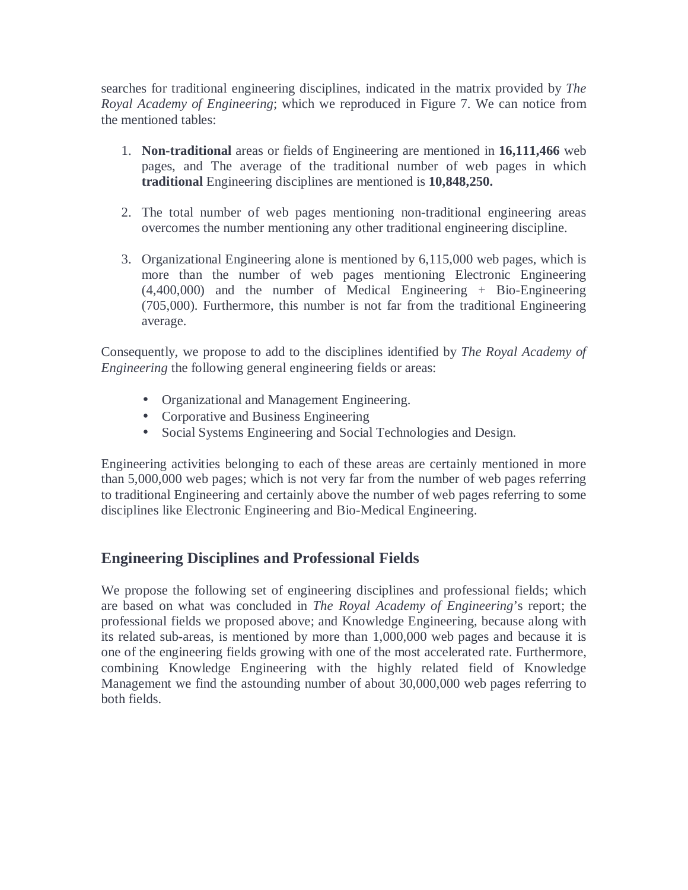searches for traditional engineering disciplines, indicated in the matrix provided by *The Royal Academy of Engineering*; which we reproduced in Figure 7. We can notice from the mentioned tables:

1. **Non-traditional** areas or fields of Engineering are mentioned in **16,111,466** web pages, and The average of the traditional number of web pages in which **traditional** Engineering disciplines are mentioned is **10,848,250.**

2. The total number of web pages mentioning non-traditional engineering areas overcomes the number mentioning any other traditional engineering discipline.

3. Organizational Engineering alone is mentioned by 6,115,000 web pages, which is more than the number of web pages mentioning Electronic Engineering (4,400,000) and the number of Medical Engineering + Bio-Engineering (705,000). Furthermore, this number is not far from the traditional Engineering average.

Consequently, we propose to add to the disciplines identified by *The Royal Academy of Engineering* the following general engineering fields or areas:

- Organizational and Management Engineering.
- Corporative and Business Engineering
- Social Systems Engineering and Social Technologies and Design.

Engineering activities belonging to each of these areas are certainly mentioned in more than 5,000,000 web pages; which is not very far from the number of web pages referring to traditional Engineering and certainly above the number of web pages referring to some disciplines like Electronic Engineering and Bio-Medical Engineering.

## Engineering Disciplines and Professional Fields

We propose the following set of engineering disciplines and professional fields; which are based on what was concluded in *The Royal Academy of Engineering*'s report; the professional fields we proposed above; and Knowledge Engineering, because along with its related sub-areas, is mentioned by more than 1,000,000 web pages and because it is one of the engineering fields growing with one of the most accelerated rate. Furthermore, combining Knowledge Engineering with the highly related field of Knowledge Management we find the astounding number of about 30,000,000 web pages referring to both fields.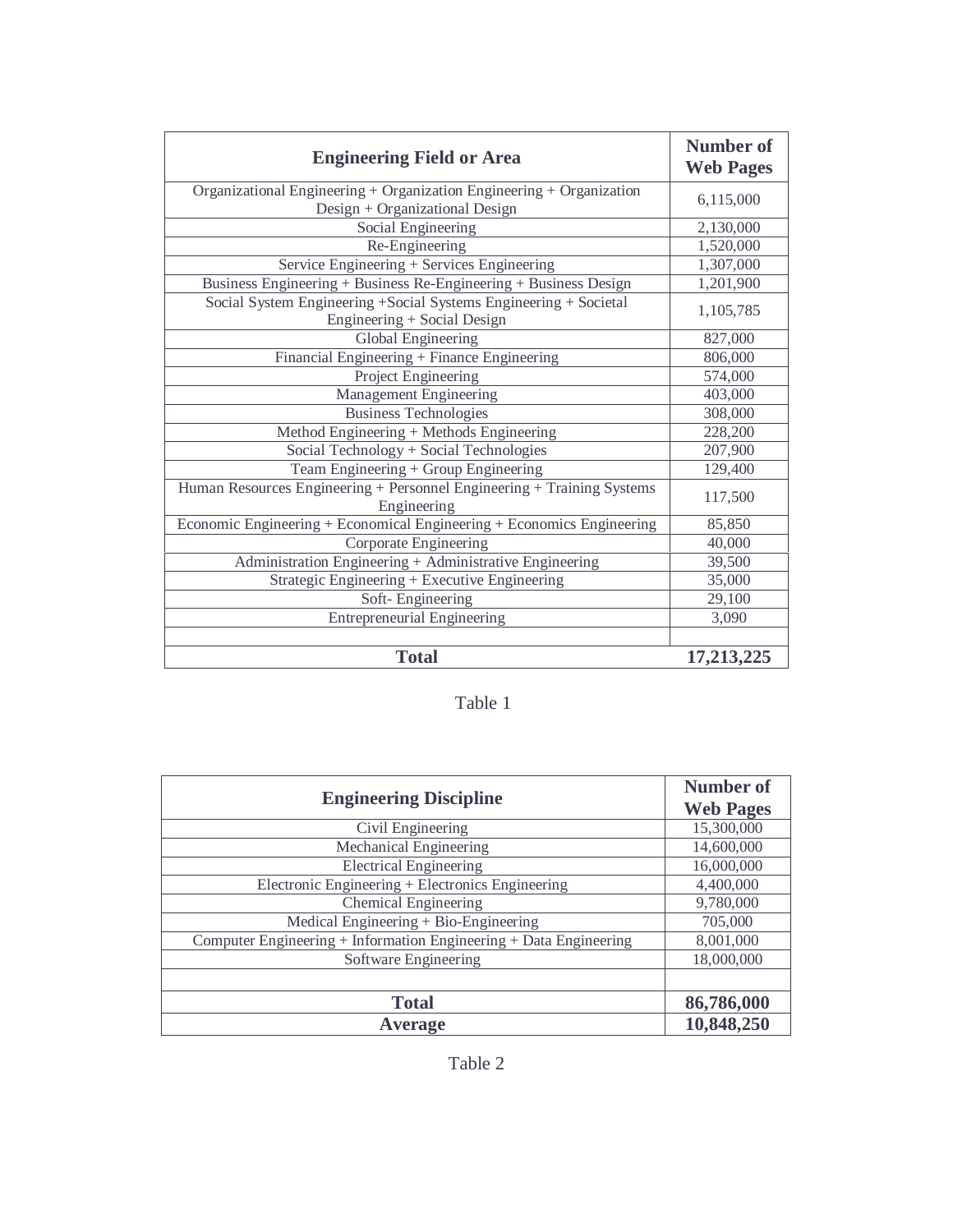| Engineering Field or Area | Number of Web Pages |
|---|---|
| Organizational Engineering + Organization Engineering + Organization Design + Organizational Design | 6,115,000 |
| Social Engineering | 2,130,000 |
| Re-Engineering | 1,520,000 |
| Service Engineering + Services Engineering | 1,307,000 |
| Business Engineering + Business Re-Engineering + Business Design | 1,201,900 |
| Social System Engineering +Social Systems Engineering + Societal Engineering + Social Design | 1,105,785 |
| Global Engineering | 827,000 |
| Financial Engineering + Finance Engineering | 806,000 |
| Project Engineering | 574,000 |
| Management Engineering | 403,000 |
| Business Technologies | 308,000 |
| Method Engineering + Methods Engineering | 228,200 |
| Social Technology + Social Technologies | 207,900 |
| Team Engineering + Group Engineering | 129,400 |
| Human Resources Engineering + Personnel Engineering + Training Systems Engineering | 117,500 |
| Economic Engineering + Economical Engineering + Economics Engineering | 85,850 |
| Corporate Engineering | 40,000 |
| Administration Engineering + Administrative Engineering | 39,500 |
| Strategic Engineering + Executive Engineering | 35,000 |
| Soft- Engineering | 29,100 |
| Entrepreneurial Engineering | 3,090 |
| | |
| **Total** | **17,213,225** |

Table 1

| Engineering Discipline | Number of Web Pages |
|---|---|
| Civil Engineering | 15,300,000 |
| Mechanical Engineering | 14,600,000 |
| Electrical Engineering | 16,000,000 |
| Electronic Engineering + Electronics Engineering | 4,400,000 |
| Chemical Engineering | 9,780,000 |
| Medical Engineering + Bio-Engineering | 705,000 |
| Computer Engineering + Information Engineering + Data Engineering | 8,001,000 |
| Software Engineering | 18,000,000 |
| | |
| **Total** | **86,786,000** |
| **Average** | **10,848,250** |

Table 2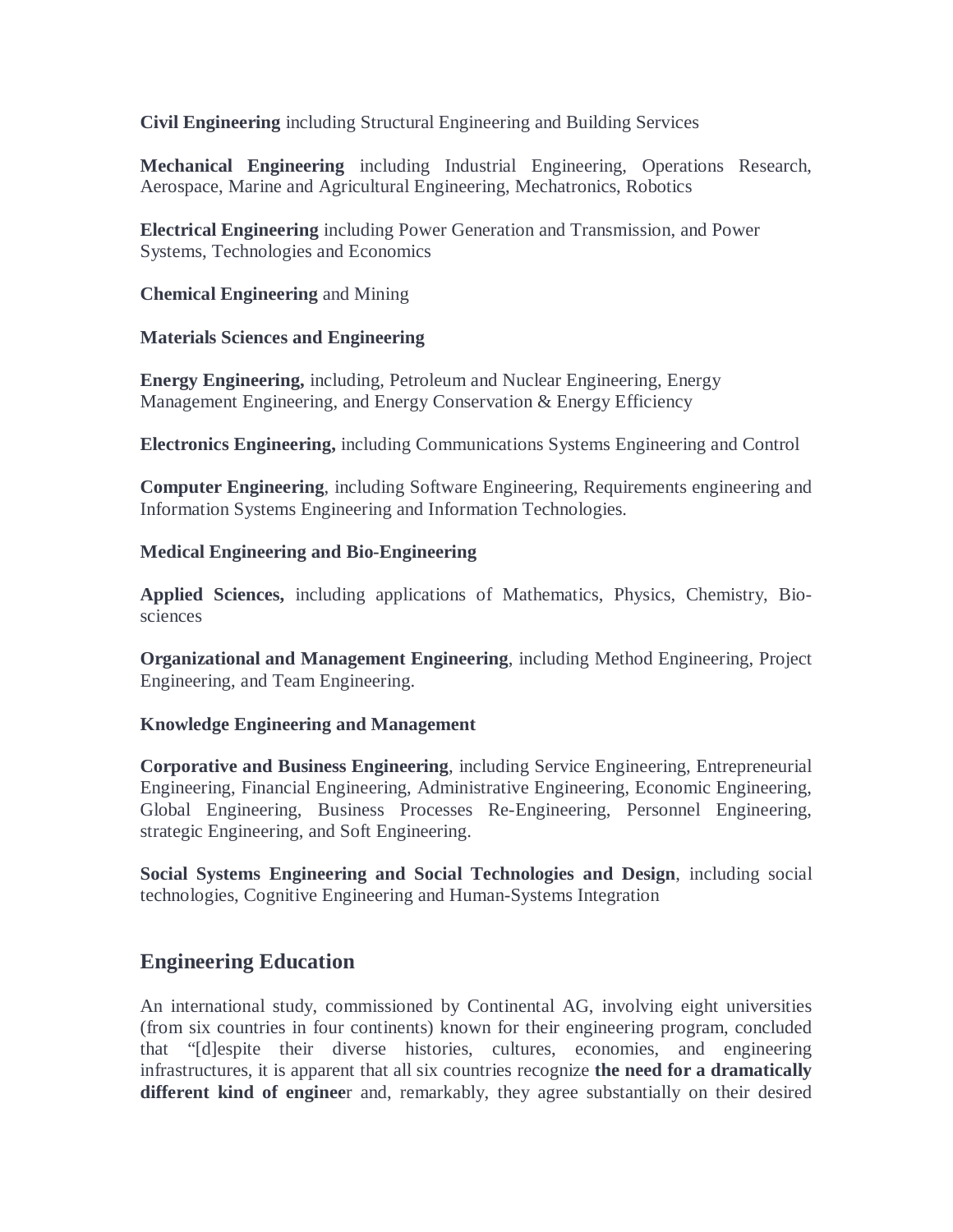**Civil Engineering** including Structural Engineering and Building Services

**Mechanical Engineering** including Industrial Engineering, Operations Research, Aerospace, Marine and Agricultural Engineering, Mechatronics, Robotics

**Electrical Engineering** including Power Generation and Transmission, and Power Systems, Technologies and Economics

**Chemical Engineering** and Mining

**Materials Sciences and Engineering**

**Energy Engineering,** including, Petroleum and Nuclear Engineering, Energy Management Engineering, and Energy Conservation & Energy Efficiency

**Electronics Engineering,** including Communications Systems Engineering and Control

**Computer Engineering**, including Software Engineering, Requirements engineering and Information Systems Engineering and Information Technologies.

**Medical Engineering and Bio-Engineering**

**Applied Sciences,** including applications of Mathematics, Physics, Chemistry, Bio-sciences

**Organizational and Management Engineering**, including Method Engineering, Project Engineering, and Team Engineering.

**Knowledge Engineering and Management**

**Corporative and Business Engineering**, including Service Engineering, Entrepreneurial Engineering, Financial Engineering, Administrative Engineering, Economic Engineering, Global Engineering, Business Processes Re-Engineering, Personnel Engineering, strategic Engineering, and Soft Engineering.

**Social Systems Engineering and Social Technologies and Design**, including social technologies, Cognitive Engineering and Human-Systems Integration

## Engineering Education

An international study, commissioned by Continental AG, involving eight universities (from six countries in four continents) known for their engineering program, concluded that "[d]espite their diverse histories, cultures, economies, and engineering infrastructures, it is apparent that all six countries recognize **the need for a dramatically different kind of enginee**r and, remarkably, they agree substantially on their desired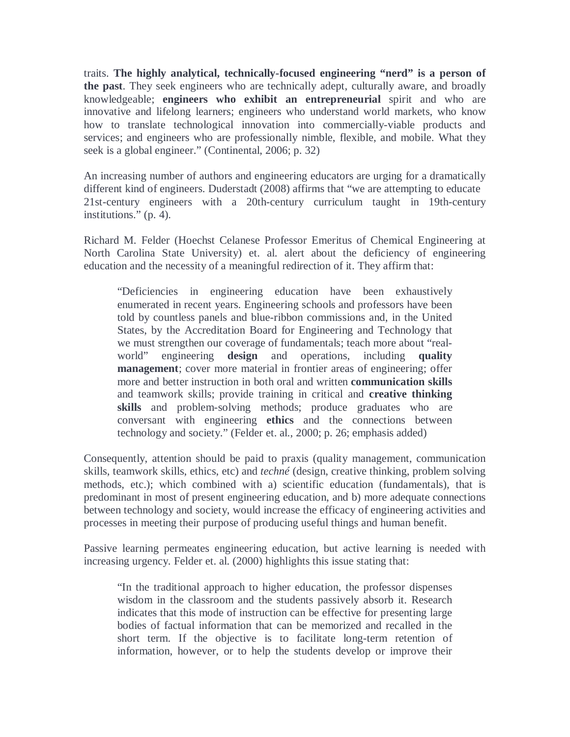traits. **The highly analytical, technically-focused engineering "nerd" is a person of the past**. They seek engineers who are technically adept, culturally aware, and broadly knowledgeable; **engineers who exhibit an entrepreneurial** spirit and who are innovative and lifelong learners; engineers who understand world markets, who know how to translate technological innovation into commercially-viable products and services; and engineers who are professionally nimble, flexible, and mobile. What they seek is a global engineer." (Continental, 2006; p. 32)

An increasing number of authors and engineering educators are urging for a dramatically different kind of engineers. Duderstadt (2008) affirms that "we are attempting to educate 21st-century engineers with a 20th-century curriculum taught in 19th-century institutions." (p. 4).

Richard M. Felder (Hoechst Celanese Professor Emeritus of Chemical Engineering at North Carolina State University) et. al. alert about the deficiency of engineering education and the necessity of a meaningful redirection of it. They affirm that:

> "Deficiencies in engineering education have been exhaustively enumerated in recent years. Engineering schools and professors have been told by countless panels and blue-ribbon commissions and, in the United States, by the Accreditation Board for Engineering and Technology that we must strengthen our coverage of fundamentals; teach more about "real-world" engineering **design** and operations, including **quality management**; cover more material in frontier areas of engineering; offer more and better instruction in both oral and written **communication skills** and teamwork skills; provide training in critical and **creative thinking skills** and problem-solving methods; produce graduates who are conversant with engineering **ethics** and the connections between technology and society." (Felder et. al., 2000; p. 26; emphasis added)

Consequently, attention should be paid to praxis (quality management, communication skills, teamwork skills, ethics, etc) and *techné* (design, creative thinking, problem solving methods, etc.); which combined with a) scientific education (fundamentals), that is predominant in most of present engineering education, and b) more adequate connections between technology and society, would increase the efficacy of engineering activities and processes in meeting their purpose of producing useful things and human benefit.

Passive learning permeates engineering education, but active learning is needed with increasing urgency. Felder et. al. (2000) highlights this issue stating that:

> "In the traditional approach to higher education, the professor dispenses wisdom in the classroom and the students passively absorb it. Research indicates that this mode of instruction can be effective for presenting large bodies of factual information that can be memorized and recalled in the short term. If the objective is to facilitate long-term retention of information, however, or to help the students develop or improve their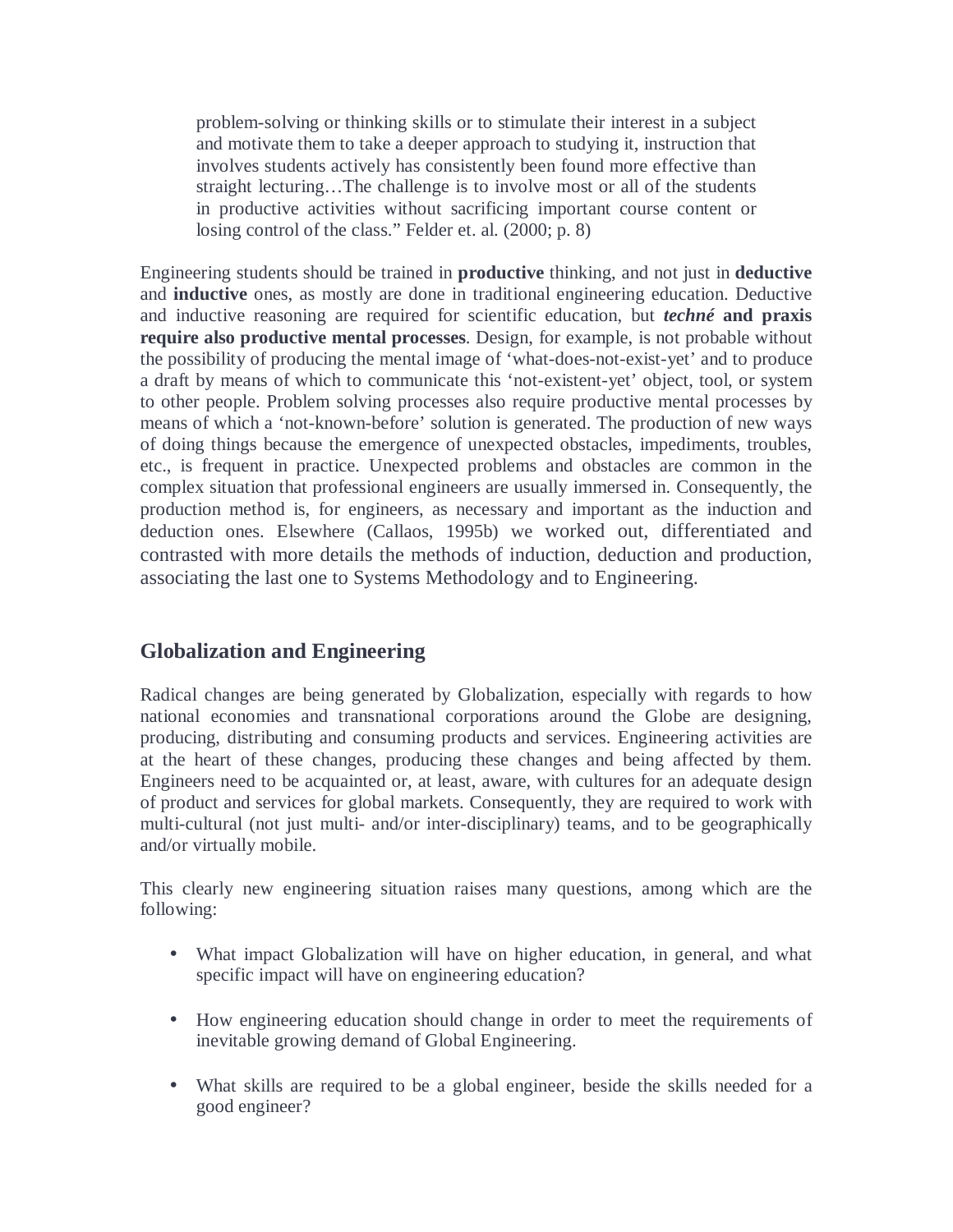> problem-solving or thinking skills or to stimulate their interest in a subject and motivate them to take a deeper approach to studying it, instruction that involves students actively has consistently been found more effective than straight lecturing…The challenge is to involve most or all of the students in productive activities without sacrificing important course content or losing control of the class." Felder et. al. (2000; p. 8)

Engineering students should be trained in **productive** thinking, and not just in **deductive** and **inductive** ones, as mostly are done in traditional engineering education. Deductive and inductive reasoning are required for scientific education, but ***techné*** **and praxis require also productive mental processes**. Design, for example, is not probable without the possibility of producing the mental image of 'what-does-not-exist-yet' and to produce a draft by means of which to communicate this 'not-existent-yet' object, tool, or system to other people. Problem solving processes also require productive mental processes by means of which a 'not-known-before' solution is generated. The production of new ways of doing things because the emergence of unexpected obstacles, impediments, troubles, etc., is frequent in practice. Unexpected problems and obstacles are common in the complex situation that professional engineers are usually immersed in. Consequently, the production method is, for engineers, as necessary and important as the induction and deduction ones. Elsewhere (Callaos, 1995b) we worked out, differentiated and contrasted with more details the methods of induction, deduction and production, associating the last one to Systems Methodology and to Engineering.

## Globalization and Engineering

Radical changes are being generated by Globalization, especially with regards to how national economies and transnational corporations around the Globe are designing, producing, distributing and consuming products and services. Engineering activities are at the heart of these changes, producing these changes and being affected by them. Engineers need to be acquainted or, at least, aware, with cultures for an adequate design of product and services for global markets. Consequently, they are required to work with multi-cultural (not just multi- and/or inter-disciplinary) teams, and to be geographically and/or virtually mobile.

This clearly new engineering situation raises many questions, among which are the following:

- What impact Globalization will have on higher education, in general, and what specific impact will have on engineering education?
- How engineering education should change in order to meet the requirements of inevitable growing demand of Global Engineering.
- What skills are required to be a global engineer, beside the skills needed for a good engineer?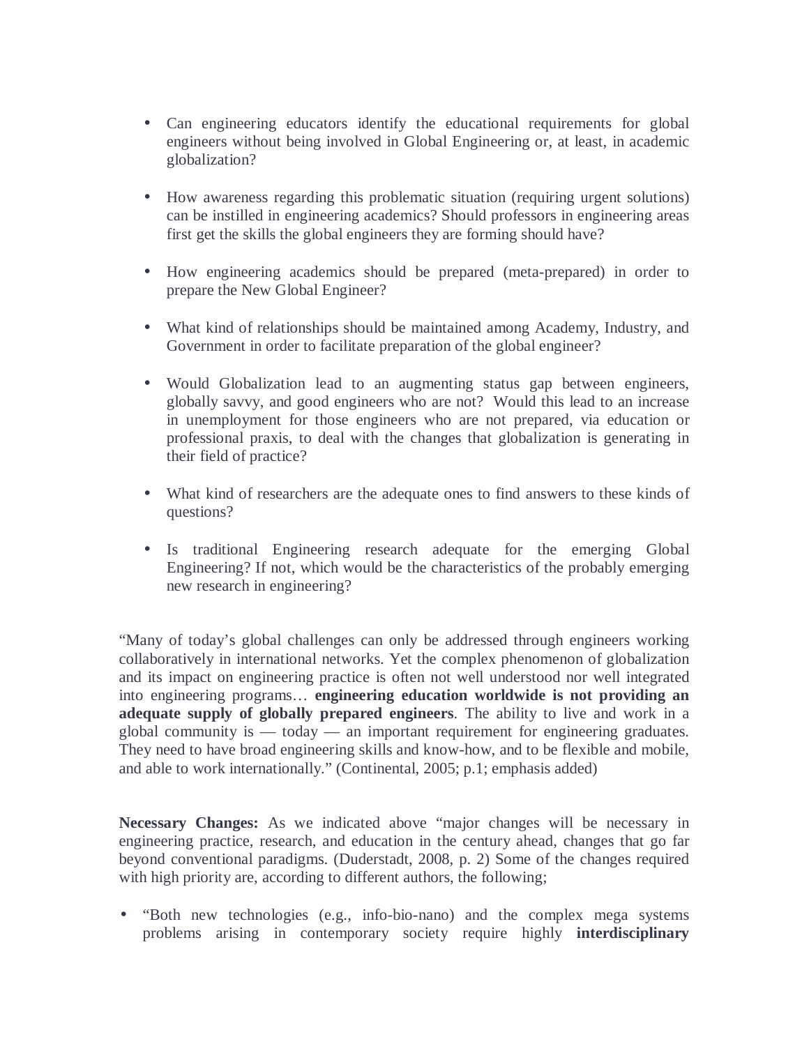- Can engineering educators identify the educational requirements for global engineers without being involved in Global Engineering or, at least, in academic globalization?

- How awareness regarding this problematic situation (requiring urgent solutions) can be instilled in engineering academics? Should professors in engineering areas first get the skills the global engineers they are forming should have?

- How engineering academics should be prepared (meta-prepared) in order to prepare the New Global Engineer?

- What kind of relationships should be maintained among Academy, Industry, and Government in order to facilitate preparation of the global engineer?

- Would Globalization lead to an augmenting status gap between engineers, globally savvy, and good engineers who are not? Would this lead to an increase in unemployment for those engineers who are not prepared, via education or professional praxis, to deal with the changes that globalization is generating in their field of practice?

- What kind of researchers are the adequate ones to find answers to these kinds of questions?

- Is traditional Engineering research adequate for the emerging Global Engineering? If not, which would be the characteristics of the probably emerging new research in engineering?

"Many of today's global challenges can only be addressed through engineers working collaboratively in international networks. Yet the complex phenomenon of globalization and its impact on engineering practice is often not well understood nor well integrated into engineering programs… **engineering education worldwide is not providing an adequate supply of globally prepared engineers**. The ability to live and work in a global community is — today — an important requirement for engineering graduates. They need to have broad engineering skills and know-how, and to be flexible and mobile, and able to work internationally." (Continental, 2005; p.1; emphasis added)

**Necessary Changes:** As we indicated above "major changes will be necessary in engineering practice, research, and education in the century ahead, changes that go far beyond conventional paradigms. (Duderstadt, 2008, p. 2) Some of the changes required with high priority are, according to different authors, the following;

- "Both new technologies (e.g., info-bio-nano) and the complex mega systems problems arising in contemporary society require highly **interdisciplinary**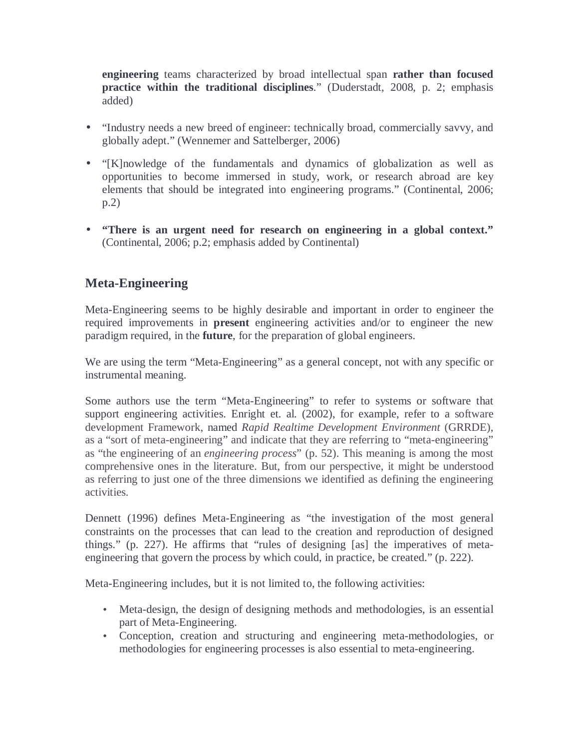**engineering** teams characterized by broad intellectual span **rather than focused practice within the traditional disciplines**." (Duderstadt, 2008, p. 2; emphasis added)

- "Industry needs a new breed of engineer: technically broad, commercially savvy, and globally adept." (Wennemer and Sattelberger, 2006)
- "[K]nowledge of the fundamentals and dynamics of globalization as well as opportunities to become immersed in study, work, or research abroad are key elements that should be integrated into engineering programs." (Continental, 2006; p.2)
- **"There is an urgent need for research on engineering in a global context."** (Continental, 2006; p.2; emphasis added by Continental)

## Meta-Engineering

Meta-Engineering seems to be highly desirable and important in order to engineer the required improvements in **present** engineering activities and/or to engineer the new paradigm required, in the **future**, for the preparation of global engineers.

We are using the term "Meta-Engineering" as a general concept, not with any specific or instrumental meaning.

Some authors use the term "Meta-Engineering" to refer to systems or software that support engineering activities. Enright et. al. (2002), for example, refer to a software development Framework, named *Rapid Realtime Development Environment* (GRRDE), as a "sort of meta-engineering" and indicate that they are referring to "meta-engineering" as "the engineering of an *engineering process*" (p. 52). This meaning is among the most comprehensive ones in the literature. But, from our perspective, it might be understood as referring to just one of the three dimensions we identified as defining the engineering activities.

Dennett (1996) defines Meta-Engineering as "the investigation of the most general constraints on the processes that can lead to the creation and reproduction of designed things." (p. 227). He affirms that "rules of designing [as] the imperatives of meta-engineering that govern the process by which could, in practice, be created." (p. 222).

Meta-Engineering includes, but it is not limited to, the following activities:

- Meta-design, the design of designing methods and methodologies, is an essential part of Meta-Engineering.
- Conception, creation and structuring and engineering meta-methodologies, or methodologies for engineering processes is also essential to meta-engineering.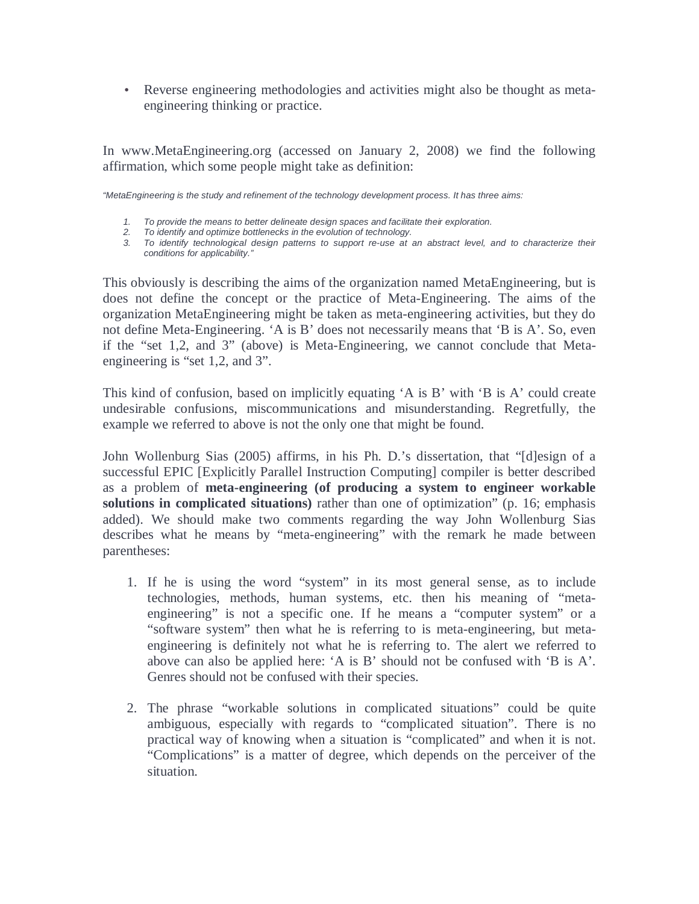- Reverse engineering methodologies and activities might also be thought as meta-engineering thinking or practice.

In www.MetaEngineering.org (accessed on January 2, 2008) we find the following affirmation, which some people might take as definition:

*"MetaEngineering is the study and refinement of the technology development process. It has three aims:*

1. *To provide the means to better delineate design spaces and facilitate their exploration.*
2. *To identify and optimize bottlenecks in the evolution of technology.*
3. *To identify technological design patterns to support re-use at an abstract level, and to characterize their conditions for applicability."*

This obviously is describing the aims of the organization named MetaEngineering, but is does not define the concept or the practice of Meta-Engineering. The aims of the organization MetaEngineering might be taken as meta-engineering activities, but they do not define Meta-Engineering. 'A is B' does not necessarily means that 'B is A'. So, even if the "set 1,2, and 3" (above) is Meta-Engineering, we cannot conclude that Meta-engineering is "set 1,2, and 3".

This kind of confusion, based on implicitly equating 'A is B' with 'B is A' could create undesirable confusions, miscommunications and misunderstanding. Regretfully, the example we referred to above is not the only one that might be found.

John Wollenburg Sias (2005) affirms, in his Ph. D.'s dissertation, that "[d]esign of a successful EPIC [Explicitly Parallel Instruction Computing] compiler is better described as a problem of **meta-engineering (of producing a system to engineer workable solutions in complicated situations)** rather than one of optimization" (p. 16; emphasis added). We should make two comments regarding the way John Wollenburg Sias describes what he means by "meta-engineering" with the remark he made between parentheses:

1. If he is using the word "system" in its most general sense, as to include technologies, methods, human systems, etc. then his meaning of "meta-engineering" is not a specific one. If he means a "computer system" or a "software system" then what he is referring to is meta-engineering, but meta-engineering is definitely not what he is referring to. The alert we referred to above can also be applied here: 'A is B' should not be confused with 'B is A'. Genres should not be confused with their species.

2. The phrase "workable solutions in complicated situations" could be quite ambiguous, especially with regards to "complicated situation". There is no practical way of knowing when a situation is "complicated" and when it is not. "Complications" is a matter of degree, which depends on the perceiver of the situation.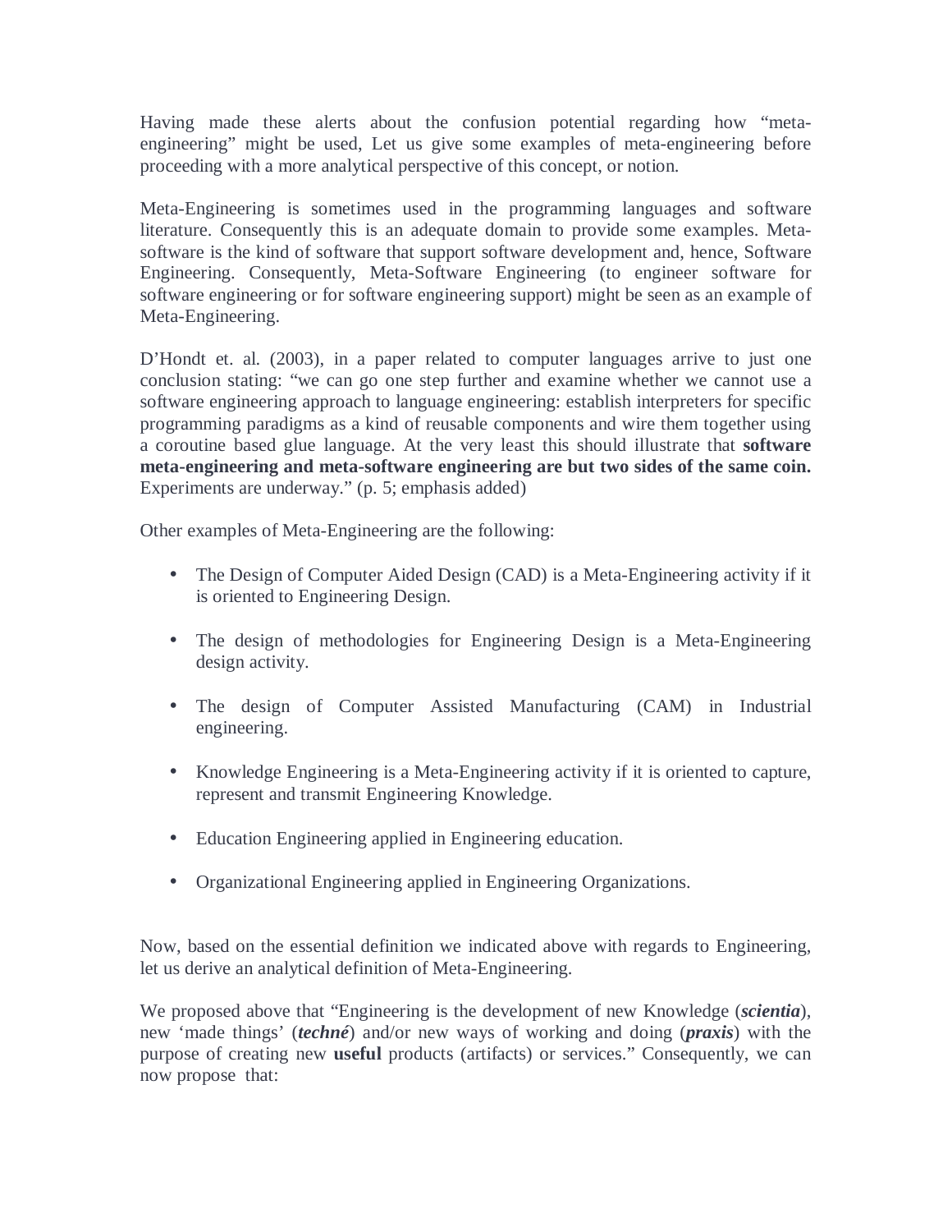Having made these alerts about the confusion potential regarding how "meta-engineering" might be used, Let us give some examples of meta-engineering before proceeding with a more analytical perspective of this concept, or notion.

Meta-Engineering is sometimes used in the programming languages and software literature. Consequently this is an adequate domain to provide some examples. Meta-software is the kind of software that support software development and, hence, Software Engineering. Consequently, Meta-Software Engineering (to engineer software for software engineering or for software engineering support) might be seen as an example of Meta-Engineering.

D'Hondt et. al. (2003), in a paper related to computer languages arrive to just one conclusion stating: "we can go one step further and examine whether we cannot use a software engineering approach to language engineering: establish interpreters for specific programming paradigms as a kind of reusable components and wire them together using a coroutine based glue language. At the very least this should illustrate that **software meta-engineering and meta-software engineering are but two sides of the same coin.** Experiments are underway." (p. 5; emphasis added)

Other examples of Meta-Engineering are the following:

- The Design of Computer Aided Design (CAD) is a Meta-Engineering activity if it is oriented to Engineering Design.
- The design of methodologies for Engineering Design is a Meta-Engineering design activity.
- The design of Computer Assisted Manufacturing (CAM) in Industrial engineering.
- Knowledge Engineering is a Meta-Engineering activity if it is oriented to capture, represent and transmit Engineering Knowledge.
- Education Engineering applied in Engineering education.
- Organizational Engineering applied in Engineering Organizations.

Now, based on the essential definition we indicated above with regards to Engineering, let us derive an analytical definition of Meta-Engineering.

We proposed above that "Engineering is the development of new Knowledge (***scientia***), new 'made things' (***techné***) and/or new ways of working and doing (***praxis***) with the purpose of creating new **useful** products (artifacts) or services." Consequently, we can now propose that: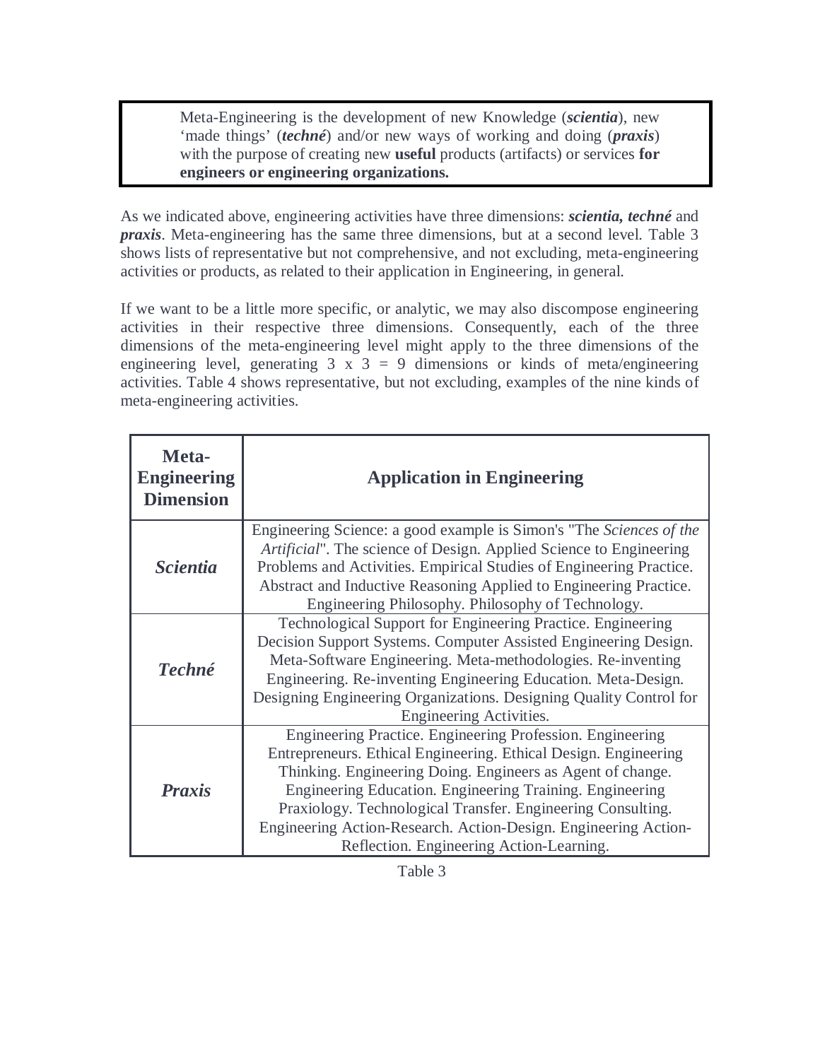> Meta-Engineering is the development of new Knowledge (***scientia***), new 'made things' (***techné***) and/or new ways of working and doing (***praxis***) with the purpose of creating new **useful** products (artifacts) or services **for engineers or engineering organizations.**

As we indicated above, engineering activities have three dimensions: ***scientia, techné*** and ***praxis***. Meta-engineering has the same three dimensions, but at a second level. Table 3 shows lists of representative but not comprehensive, and not excluding, meta-engineering activities or products, as related to their application in Engineering, in general.

If we want to be a little more specific, or analytic, we may also discompose engineering activities in their respective three dimensions. Consequently, each of the three dimensions of the meta-engineering level might apply to the three dimensions of the engineering level, generating 3 x 3 = 9 dimensions or kinds of meta/engineering activities. Table 4 shows representative, but not excluding, examples of the nine kinds of meta-engineering activities.

| **Meta-Engineering Dimension** | **Application in Engineering** |
|---|---|
| ***Scientia*** | Engineering Science: a good example is Simon's "The *Sciences of the Artificial*". The science of Design. Applied Science to Engineering Problems and Activities. Empirical Studies of Engineering Practice. Abstract and Inductive Reasoning Applied to Engineering Practice. Engineering Philosophy. Philosophy of Technology. |
| ***Techné*** | Technological Support for Engineering Practice. Engineering Decision Support Systems. Computer Assisted Engineering Design. Meta-Software Engineering. Meta-methodologies. Re-inventing Engineering. Re-inventing Engineering Education. Meta-Design. Designing Engineering Organizations. Designing Quality Control for Engineering Activities. |
| ***Praxis*** | Engineering Practice. Engineering Profession. Engineering Entrepreneurs. Ethical Engineering. Ethical Design. Engineering Thinking. Engineering Doing. Engineers as Agent of change. Engineering Education. Engineering Training. Engineering Praxiology. Technological Transfer. Engineering Consulting. Engineering Action-Research. Action-Design. Engineering Action-Reflection. Engineering Action-Learning. |

Table 3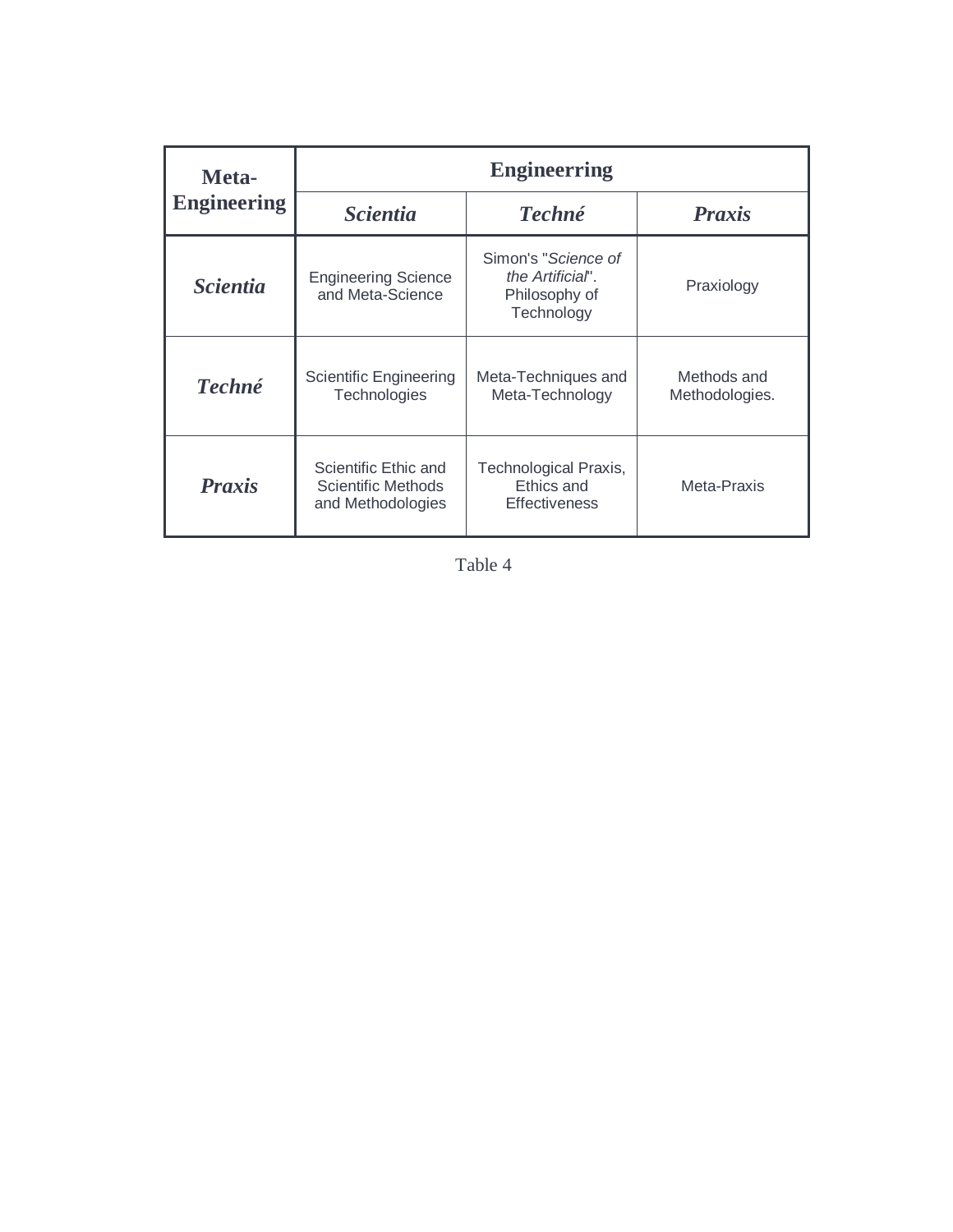| **Meta-Engineering** | **Engineerring** | | |
|---|---|---|---|
| | ***Scientia*** | ***Techné*** | ***Praxis*** |
| ***Scientia*** | Engineering Science and Meta-Science | Simon's "*Science of the Artificial*". Philosophy of Technology | Praxiology |
| ***Techné*** | Scientific Engineering Technologies | Meta-Techniques and Meta-Technology | Methods and Methodologies. |
| ***Praxis*** | Scientific Ethic and Scientific Methods and Methodologies | Technological Praxis, Ethics and Effectiveness | Meta-Praxis |

Table 4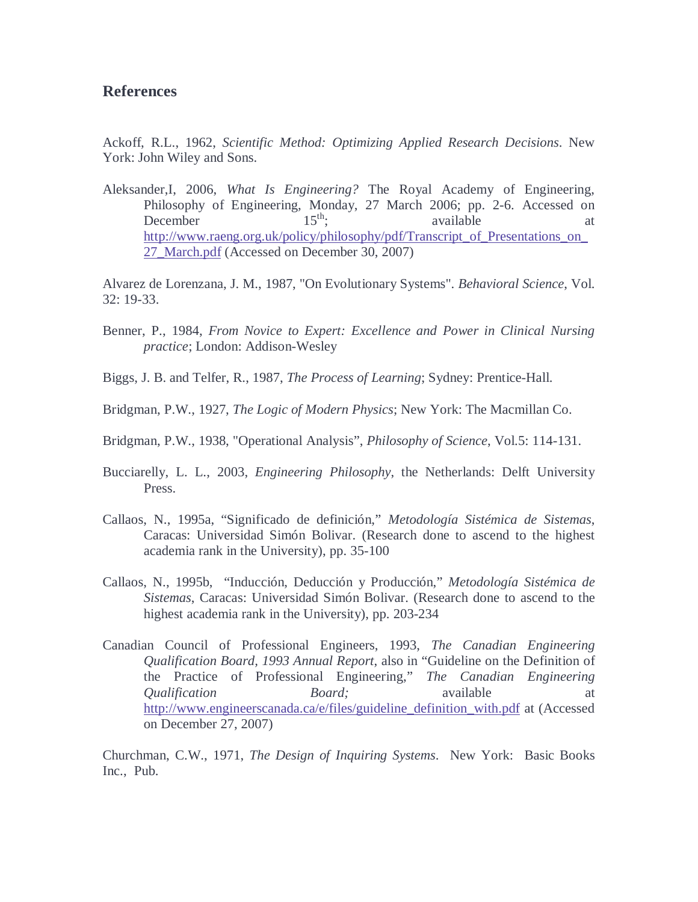## References

Ackoff, R.L., 1962, *Scientific Method: Optimizing Applied Research Decisions*. New York: John Wiley and Sons.

Aleksander,I, 2006, *What Is Engineering?* The Royal Academy of Engineering, Philosophy of Engineering, Monday, 27 March 2006; pp. 2-6. Accessed on December 15th; available at http://www.raeng.org.uk/policy/philosophy/pdf/Transcript_of_Presentations_on_27_March.pdf (Accessed on December 30, 2007)

Alvarez de Lorenzana, J. M., 1987, "On Evolutionary Systems". *Behavioral Science*, Vol. 32: 19-33.

Benner, P., 1984, *From Novice to Expert: Excellence and Power in Clinical Nursing practice*; London: Addison-Wesley

Biggs, J. B. and Telfer, R., 1987, *The Process of Learning*; Sydney: Prentice-Hall.

Bridgman, P.W., 1927, *The Logic of Modern Physics*; New York: The Macmillan Co.

Bridgman, P.W., 1938, "Operational Analysis", *Philosophy of Science*, Vol.5: 114-131.

Bucciarelly, L. L., 2003, *Engineering Philosophy*, the Netherlands: Delft University Press.

Callaos, N., 1995a, "Significado de definición," *Metodología Sistémica de Sistemas*, Caracas: Universidad Simón Bolivar. (Research done to ascend to the highest academia rank in the University), pp. 35-100

Callaos, N., 1995b, "Inducción, Deducción y Producción," *Metodología Sistémica de Sistemas*, Caracas: Universidad Simón Bolivar. (Research done to ascend to the highest academia rank in the University), pp. 203-234

Canadian Council of Professional Engineers, 1993, *The Canadian Engineering Qualification Board, 1993 Annual Report,* also in "Guideline on the Definition of the Practice of Professional Engineering," *The Canadian Engineering Qualification Board;* available at http://www.engineerscanada.ca/e/files/guideline_definition_with.pdf at (Accessed on December 27, 2007)

Churchman, C.W., 1971, *The Design of Inquiring Systems*. New York: Basic Books Inc., Pub.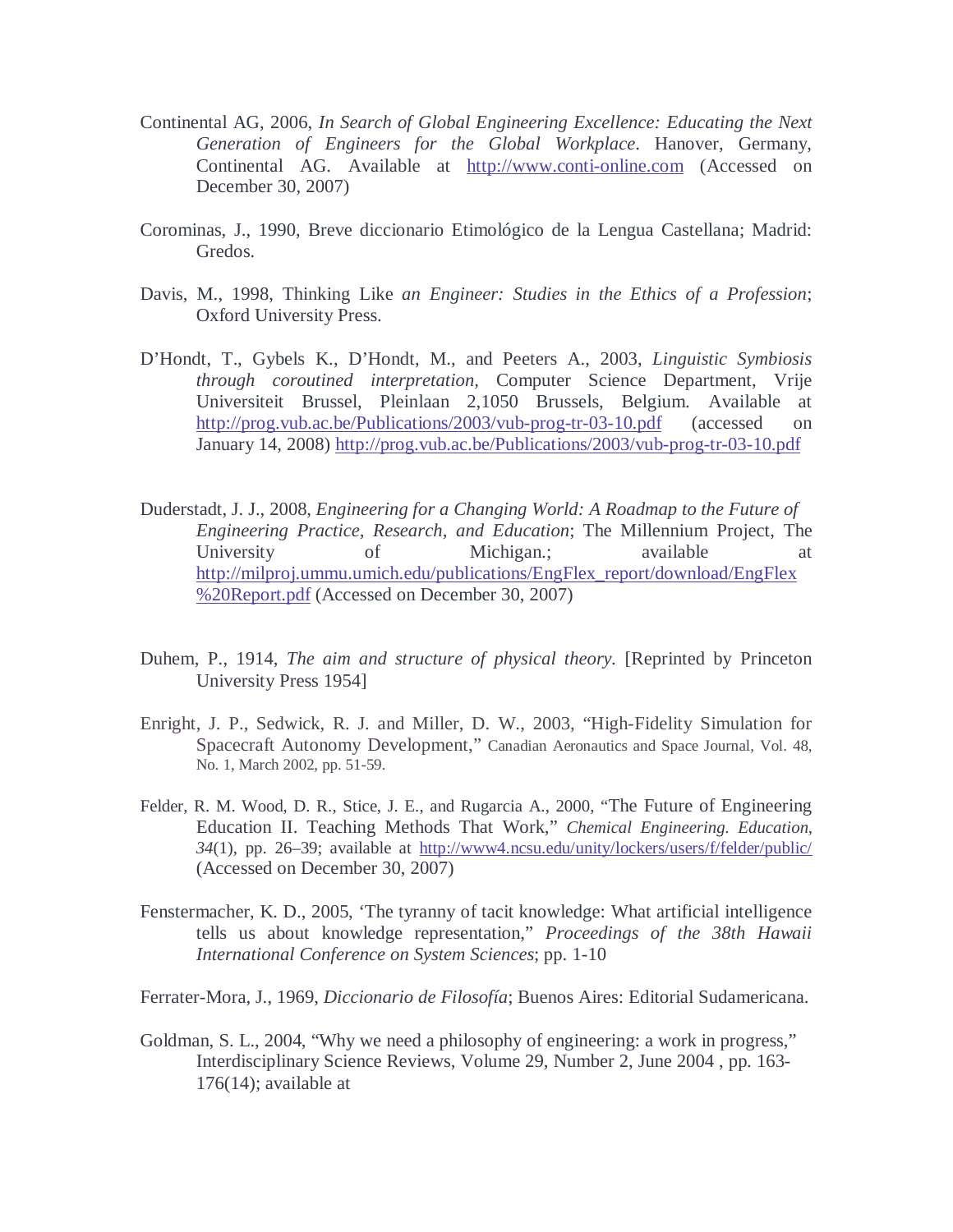Continental AG, 2006, *In Search of Global Engineering Excellence: Educating the Next Generation of Engineers for the Global Workplace*. Hanover, Germany, Continental AG. Available at http://www.conti-online.com (Accessed on December 30, 2007)

Corominas, J., 1990, Breve diccionario Etimológico de la Lengua Castellana; Madrid: Gredos.

Davis, M., 1998, Thinking Like *an Engineer: Studies in the Ethics of a Profession*; Oxford University Press.

D'Hondt, T., Gybels K., D'Hondt, M., and Peeters A., 2003, *Linguistic Symbiosis through coroutined interpretation*, Computer Science Department, Vrije Universiteit Brussel, Pleinlaan 2,1050 Brussels, Belgium. Available at http://prog.vub.ac.be/Publications/2003/vub-prog-tr-03-10.pdf (accessed on January 14, 2008) http://prog.vub.ac.be/Publications/2003/vub-prog-tr-03-10.pdf

Duderstadt, J. J., 2008, *Engineering for a Changing World: A Roadmap to the Future of Engineering Practice, Research, and Education*; The Millennium Project, The University of Michigan.; available at http://milproj.ummu.umich.edu/publications/EngFlex_report/download/EngFlex%20Report.pdf (Accessed on December 30, 2007)

Duhem, P., 1914, *The aim and structure of physical theory*. [Reprinted by Princeton University Press 1954]

Enright, J. P., Sedwick, R. J. and Miller, D. W., 2003, "High-Fidelity Simulation for Spacecraft Autonomy Development," Canadian Aeronautics and Space Journal, Vol. 48, No. 1, March 2002, pp. 51-59.

Felder, R. M. Wood, D. R., Stice, J. E., and Rugarcia A., 2000, "The Future of Engineering Education II. Teaching Methods That Work," *Chemical Engineering. Education, 34*(1), pp. 26–39; available at http://www4.ncsu.edu/unity/lockers/users/f/felder/public/ (Accessed on December 30, 2007)

Fenstermacher, K. D., 2005, 'The tyranny of tacit knowledge: What artificial intelligence tells us about knowledge representation," *Proceedings of the 38th Hawaii International Conference on System Sciences*; pp. 1-10

Ferrater-Mora, J., 1969, *Diccionario de Filosofía*; Buenos Aires: Editorial Sudamericana.

Goldman, S. L., 2004, "Why we need a philosophy of engineering: a work in progress," Interdisciplinary Science Reviews, Volume 29, Number 2, June 2004 , pp. 163-176(14); available at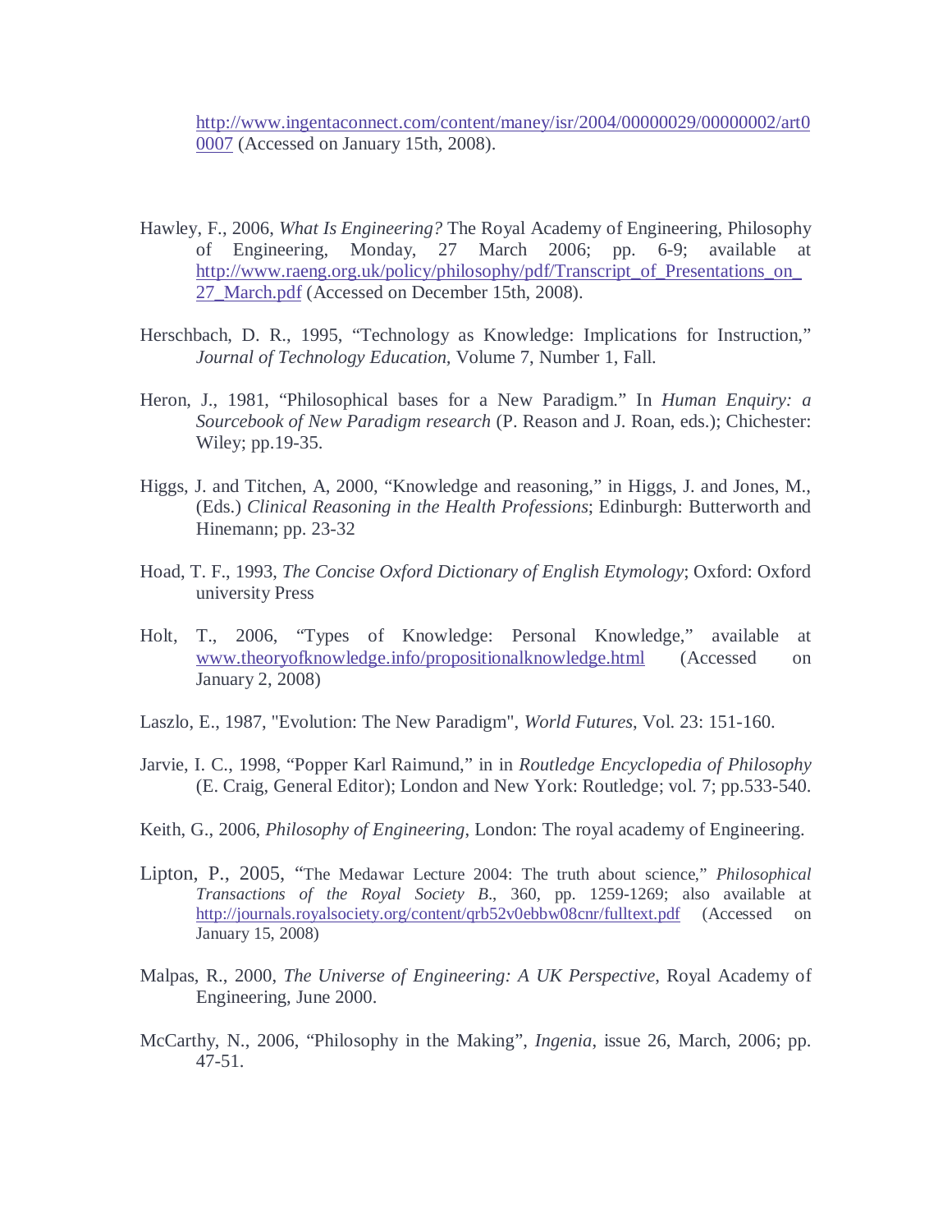http://www.ingentaconnect.com/content/maney/isr/2004/00000029/00000002/art00007 (Accessed on January 15th, 2008).

Hawley, F., 2006, *What Is Engineering?* The Royal Academy of Engineering, Philosophy of Engineering, Monday, 27 March 2006; pp. 6-9; available at http://www.raeng.org.uk/policy/philosophy/pdf/Transcript_of_Presentations_on_27_March.pdf (Accessed on December 15th, 2008).

Herschbach, D. R., 1995, "Technology as Knowledge: Implications for Instruction," *Journal of Technology Education*, Volume 7, Number 1, Fall.

Heron, J., 1981, "Philosophical bases for a New Paradigm." In *Human Enquiry: a Sourcebook of New Paradigm research* (P. Reason and J. Roan, eds.); Chichester: Wiley; pp.19-35.

Higgs, J. and Titchen, A, 2000, "Knowledge and reasoning," in Higgs, J. and Jones, M., (Eds.) *Clinical Reasoning in the Health Professions*; Edinburgh: Butterworth and Hinemann; pp. 23-32

Hoad, T. F., 1993, *The Concise Oxford Dictionary of English Etymology*; Oxford: Oxford university Press

Holt, T., 2006, "Types of Knowledge: Personal Knowledge," available at www.theoryofknowledge.info/propositionalknowledge.html (Accessed on January 2, 2008)

Laszlo, E., 1987, "Evolution: The New Paradigm", *World Futures*, Vol. 23: 151-160.

Jarvie, I. C., 1998, "Popper Karl Raimund," in in *Routledge Encyclopedia of Philosophy* (E. Craig, General Editor); London and New York: Routledge; vol. 7; pp.533-540.

Keith, G., 2006, *Philosophy of Engineering*, London: The royal academy of Engineering.

Lipton, P., 2005, "The Medawar Lecture 2004: The truth about science," *Philosophical Transactions of the Royal Society B*., 360, pp. 1259-1269; also available at http://journals.royalsociety.org/content/qrb52v0ebbw08cnr/fulltext.pdf (Accessed on January 15, 2008)

Malpas, R., 2000, *The Universe of Engineering: A UK Perspective*, Royal Academy of Engineering, June 2000.

McCarthy, N., 2006, "Philosophy in the Making", *Ingenia*, issue 26, March, 2006; pp. 47-51.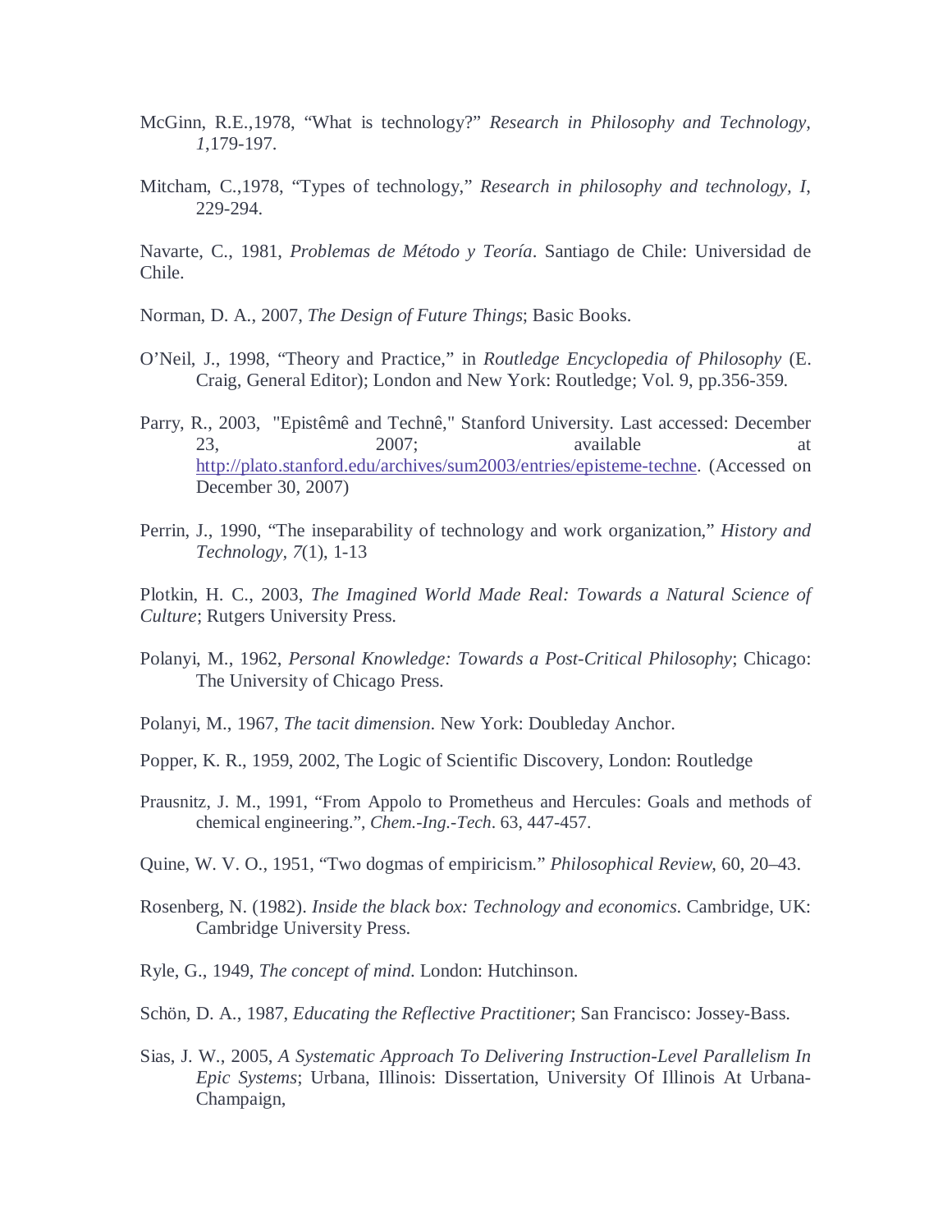McGinn, R.E.,1978, “What is technology?” *Research in Philosophy and Technology, 1*,179-197.

Mitcham, C.,1978, “Types of technology,” *Research in philosophy and technology, I*, 229-294.

Navarte, C., 1981, *Problemas de Método y Teoría*. Santiago de Chile: Universidad de Chile.

Norman, D. A., 2007, *The Design of Future Things*; Basic Books.

O’Neil, J., 1998, “Theory and Practice,” in *Routledge Encyclopedia of Philosophy* (E. Craig, General Editor); London and New York: Routledge; Vol. 9, pp.356-359.

Parry, R., 2003, "Epistêmê and Technê," Stanford University. Last accessed: December 23, 2007; available at http://plato.stanford.edu/archives/sum2003/entries/episteme-techne. (Accessed on December 30, 2007)

Perrin, J., 1990, “The inseparability of technology and work organization,” *History and Technology, 7*(1), 1-13

Plotkin, H. C., 2003, *The Imagined World Made Real: Towards a Natural Science of Culture*; Rutgers University Press.

Polanyi, M., 1962, *Personal Knowledge: Towards a Post-Critical Philosophy*; Chicago: The University of Chicago Press.

Polanyi, M., 1967, *The tacit dimension*. New York: Doubleday Anchor.

Popper, K. R., 1959, 2002, The Logic of Scientific Discovery, London: Routledge

Prausnitz, J. M., 1991, “From Appolo to Prometheus and Hercules: Goals and methods of chemical engineering.”, *Chem.-Ing.-Tech*. 63, 447-457.

Quine, W. V. O., 1951, “Two dogmas of empiricism.” *Philosophical Review*, 60, 20–43.

Rosenberg, N. (1982). *Inside the black box: Technology and economics*. Cambridge, UK: Cambridge University Press.

Ryle, G., 1949, *The concept of mind*. London: Hutchinson.

Schön, D. A., 1987, *Educating the Reflective Practitioner*; San Francisco: Jossey-Bass.

Sias, J. W., 2005, *A Systematic Approach To Delivering Instruction-Level Parallelism In Epic Systems*; Urbana, Illinois: Dissertation, University Of Illinois At Urbana-Champaign,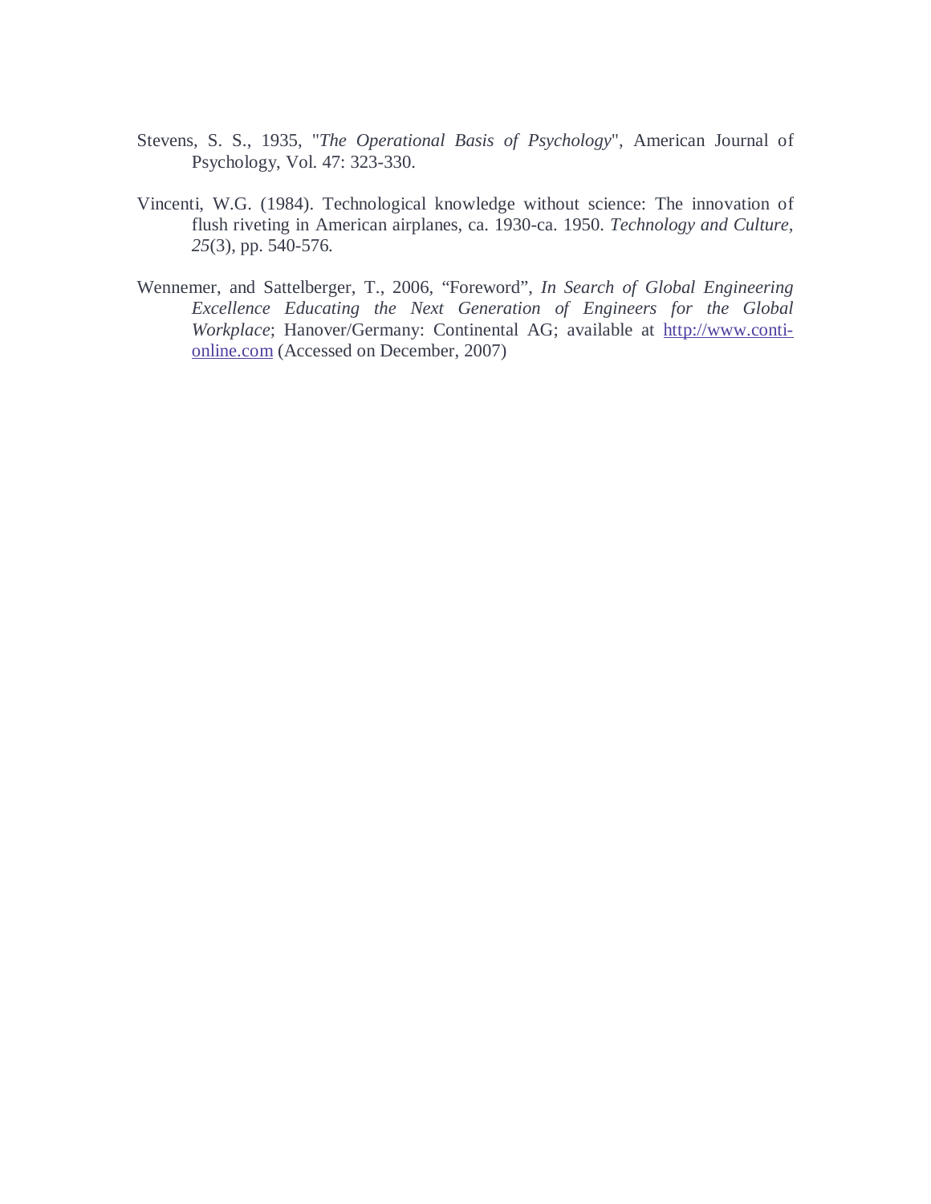Stevens, S. S., 1935, "*The Operational Basis of Psychology*", American Journal of Psychology, Vol. 47: 323-330.

Vincenti, W.G. (1984). Technological knowledge without science: The innovation of flush riveting in American airplanes, ca. 1930-ca. 1950. *Technology and Culture, 25*(3), pp. 540-576.

Wennemer, and Sattelberger, T., 2006, "Foreword", *In Search of Global Engineering Excellence Educating the Next Generation of Engineers for the Global Workplace*; Hanover/Germany: Continental AG; available at http://www.conti-online.com (Accessed on December, 2007)